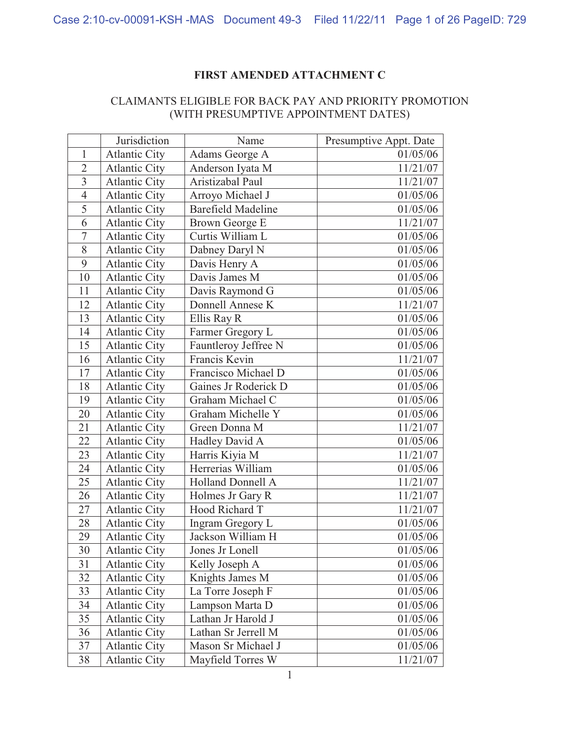# FIRST AMENDED ATTACHMENT C

CLAIMANTS ELIGIBLE FOR BACK PAY AND PRIORITY PROMOTION
(WITH PRESUMPTIVE APPOINTMENT DATES)

| | Jurisdiction | Name | Presumptive Appt. Date |
|---|---|---|---|
| 1 | Atlantic City | Adams George A | 01/05/06 |
| 2 | Atlantic City | Anderson Iyata M | 11/21/07 |
| 3 | Atlantic City | Aristizabal Paul | 11/21/07 |
| 4 | Atlantic City | Arroyo Michael J | 01/05/06 |
| 5 | Atlantic City | Barefield Madeline | 01/05/06 |
| 6 | Atlantic City | Brown George E | 11/21/07 |
| 7 | Atlantic City | Curtis William L | 01/05/06 |
| 8 | Atlantic City | Dabney Daryl N | 01/05/06 |
| 9 | Atlantic City | Davis Henry A | 01/05/06 |
| 10 | Atlantic City | Davis James M | 01/05/06 |
| 11 | Atlantic City | Davis Raymond G | 01/05/06 |
| 12 | Atlantic City | Donnell Annese K | 11/21/07 |
| 13 | Atlantic City | Ellis Ray R | 01/05/06 |
| 14 | Atlantic City | Farmer Gregory L | 01/05/06 |
| 15 | Atlantic City | Fauntleroy Jeffree N | 01/05/06 |
| 16 | Atlantic City | Francis Kevin | 11/21/07 |
| 17 | Atlantic City | Francisco Michael D | 01/05/06 |
| 18 | Atlantic City | Gaines Jr Roderick D | 01/05/06 |
| 19 | Atlantic City | Graham Michael C | 01/05/06 |
| 20 | Atlantic City | Graham Michelle Y | 01/05/06 |
| 21 | Atlantic City | Green Donna M | 11/21/07 |
| 22 | Atlantic City | Hadley David A | 01/05/06 |
| 23 | Atlantic City | Harris Kiyia M | 11/21/07 |
| 24 | Atlantic City | Herrerias William | 01/05/06 |
| 25 | Atlantic City | Holland Donnell A | 11/21/07 |
| 26 | Atlantic City | Holmes Jr Gary R | 11/21/07 |
| 27 | Atlantic City | Hood Richard T | 11/21/07 |
| 28 | Atlantic City | Ingram Gregory L | 01/05/06 |
| 29 | Atlantic City | Jackson William H | 01/05/06 |
| 30 | Atlantic City | Jones Jr Lonell | 01/05/06 |
| 31 | Atlantic City | Kelly Joseph A | 01/05/06 |
| 32 | Atlantic City | Knights James M | 01/05/06 |
| 33 | Atlantic City | La Torre Joseph F | 01/05/06 |
| 34 | Atlantic City | Lampson Marta D | 01/05/06 |
| 35 | Atlantic City | Lathan Jr Harold J | 01/05/06 |
| 36 | Atlantic City | Lathan Sr Jerrell M | 01/05/06 |
| 37 | Atlantic City | Mason Sr Michael J | 01/05/06 |
| 38 | Atlantic City | Mayfield Torres W | 11/21/07 |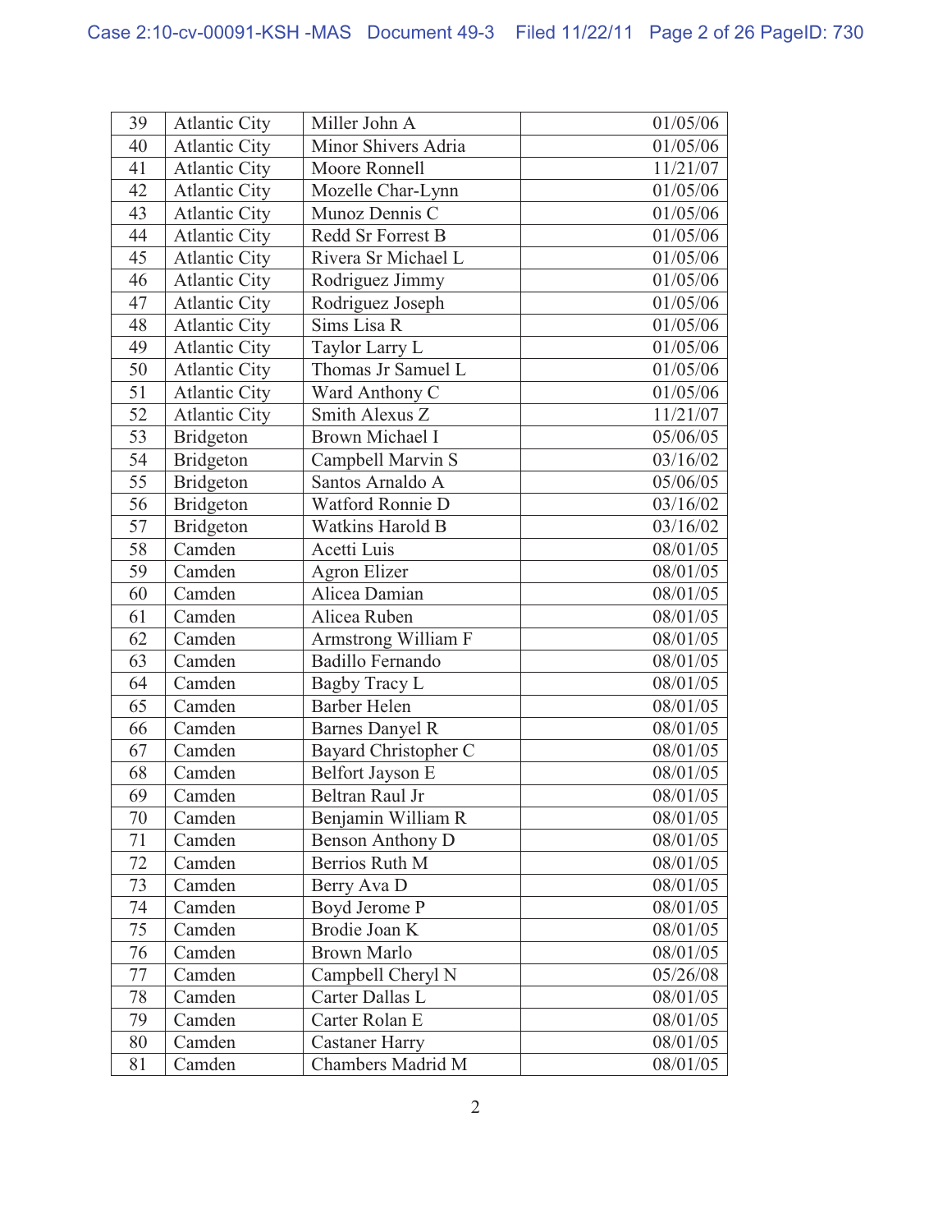| 39 | Atlantic City | Miller John A | 01/05/06 |
|---|---|---|---|
| 40 | Atlantic City | Minor Shivers Adria | 01/05/06 |
| 41 | Atlantic City | Moore Ronnell | 11/21/07 |
| 42 | Atlantic City | Mozelle Char-Lynn | 01/05/06 |
| 43 | Atlantic City | Munoz Dennis C | 01/05/06 |
| 44 | Atlantic City | Redd Sr Forrest B | 01/05/06 |
| 45 | Atlantic City | Rivera Sr Michael L | 01/05/06 |
| 46 | Atlantic City | Rodriguez Jimmy | 01/05/06 |
| 47 | Atlantic City | Rodriguez Joseph | 01/05/06 |
| 48 | Atlantic City | Sims Lisa R | 01/05/06 |
| 49 | Atlantic City | Taylor Larry L | 01/05/06 |
| 50 | Atlantic City | Thomas Jr Samuel L | 01/05/06 |
| 51 | Atlantic City | Ward Anthony C | 01/05/06 |
| 52 | Atlantic City | Smith Alexus Z | 11/21/07 |
| 53 | Bridgeton | Brown Michael I | 05/06/05 |
| 54 | Bridgeton | Campbell Marvin S | 03/16/02 |
| 55 | Bridgeton | Santos Arnaldo A | 05/06/05 |
| 56 | Bridgeton | Watford Ronnie D | 03/16/02 |
| 57 | Bridgeton | Watkins Harold B | 03/16/02 |
| 58 | Camden | Acetti Luis | 08/01/05 |
| 59 | Camden | Agron Elizer | 08/01/05 |
| 60 | Camden | Alicea Damian | 08/01/05 |
| 61 | Camden | Alicea Ruben | 08/01/05 |
| 62 | Camden | Armstrong William F | 08/01/05 |
| 63 | Camden | Badillo Fernando | 08/01/05 |
| 64 | Camden | Bagby Tracy L | 08/01/05 |
| 65 | Camden | Barber Helen | 08/01/05 |
| 66 | Camden | Barnes Danyel R | 08/01/05 |
| 67 | Camden | Bayard Christopher C | 08/01/05 |
| 68 | Camden | Belfort Jayson E | 08/01/05 |
| 69 | Camden | Beltran Raul Jr | 08/01/05 |
| 70 | Camden | Benjamin William R | 08/01/05 |
| 71 | Camden | Benson Anthony D | 08/01/05 |
| 72 | Camden | Berrios Ruth M | 08/01/05 |
| 73 | Camden | Berry Ava D | 08/01/05 |
| 74 | Camden | Boyd Jerome P | 08/01/05 |
| 75 | Camden | Brodie Joan K | 08/01/05 |
| 76 | Camden | Brown Marlo | 08/01/05 |
| 77 | Camden | Campbell Cheryl N | 05/26/08 |
| 78 | Camden | Carter Dallas L | 08/01/05 |
| 79 | Camden | Carter Rolan E | 08/01/05 |
| 80 | Camden | Castaner Harry | 08/01/05 |
| 81 | Camden | Chambers Madrid M | 08/01/05 |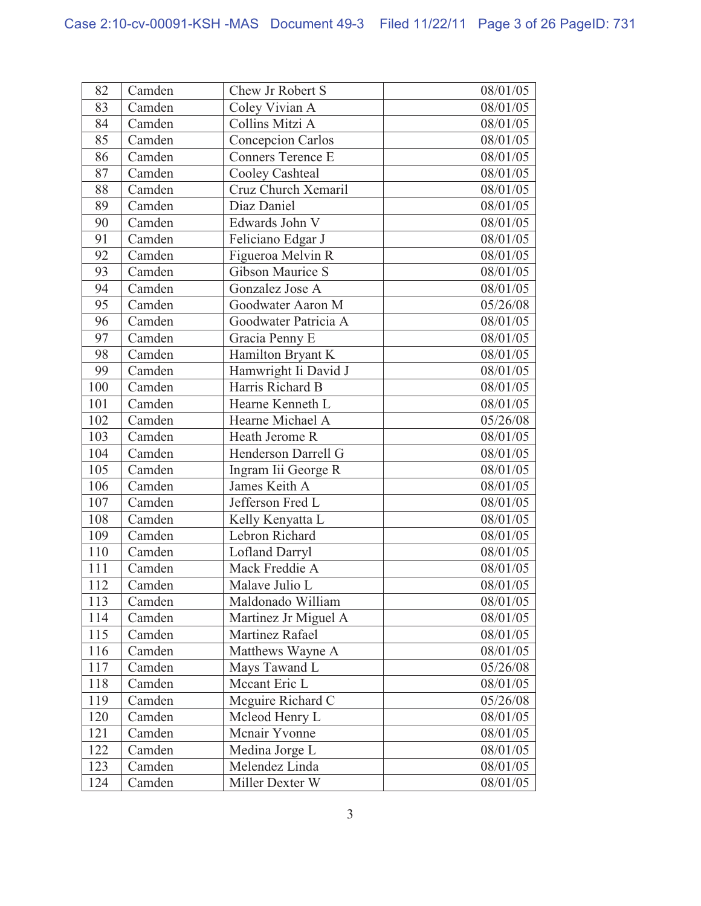| 82 | Camden | Chew Jr Robert S | 08/01/05 |
|---|---|---|---|
| 83 | Camden | Coley Vivian A | 08/01/05 |
| 84 | Camden | Collins Mitzi A | 08/01/05 |
| 85 | Camden | Concepcion Carlos | 08/01/05 |
| 86 | Camden | Conners Terence E | 08/01/05 |
| 87 | Camden | Cooley Cashteal | 08/01/05 |
| 88 | Camden | Cruz Church Xemaril | 08/01/05 |
| 89 | Camden | Diaz Daniel | 08/01/05 |
| 90 | Camden | Edwards John V | 08/01/05 |
| 91 | Camden | Feliciano Edgar J | 08/01/05 |
| 92 | Camden | Figueroa Melvin R | 08/01/05 |
| 93 | Camden | Gibson Maurice S | 08/01/05 |
| 94 | Camden | Gonzalez Jose A | 08/01/05 |
| 95 | Camden | Goodwater Aaron M | 05/26/08 |
| 96 | Camden | Goodwater Patricia A | 08/01/05 |
| 97 | Camden | Gracia Penny E | 08/01/05 |
| 98 | Camden | Hamilton Bryant K | 08/01/05 |
| 99 | Camden | Hamwright Ii David J | 08/01/05 |
| 100 | Camden | Harris Richard B | 08/01/05 |
| 101 | Camden | Hearne Kenneth L | 08/01/05 |
| 102 | Camden | Hearne Michael A | 05/26/08 |
| 103 | Camden | Heath Jerome R | 08/01/05 |
| 104 | Camden | Henderson Darrell G | 08/01/05 |
| 105 | Camden | Ingram Iii George R | 08/01/05 |
| 106 | Camden | James Keith A | 08/01/05 |
| 107 | Camden | Jefferson Fred L | 08/01/05 |
| 108 | Camden | Kelly Kenyatta L | 08/01/05 |
| 109 | Camden | Lebron Richard | 08/01/05 |
| 110 | Camden | Lofland Darryl | 08/01/05 |
| 111 | Camden | Mack Freddie A | 08/01/05 |
| 112 | Camden | Malave Julio L | 08/01/05 |
| 113 | Camden | Maldonado William | 08/01/05 |
| 114 | Camden | Martinez Jr Miguel A | 08/01/05 |
| 115 | Camden | Martinez Rafael | 08/01/05 |
| 116 | Camden | Matthews Wayne A | 08/01/05 |
| 117 | Camden | Mays Tawand L | 05/26/08 |
| 118 | Camden | Mccant Eric L | 08/01/05 |
| 119 | Camden | Mcguire Richard C | 05/26/08 |
| 120 | Camden | Mcleod Henry L | 08/01/05 |
| 121 | Camden | Mcnair Yvonne | 08/01/05 |
| 122 | Camden | Medina Jorge L | 08/01/05 |
| 123 | Camden | Melendez Linda | 08/01/05 |
| 124 | Camden | Miller Dexter W | 08/01/05 |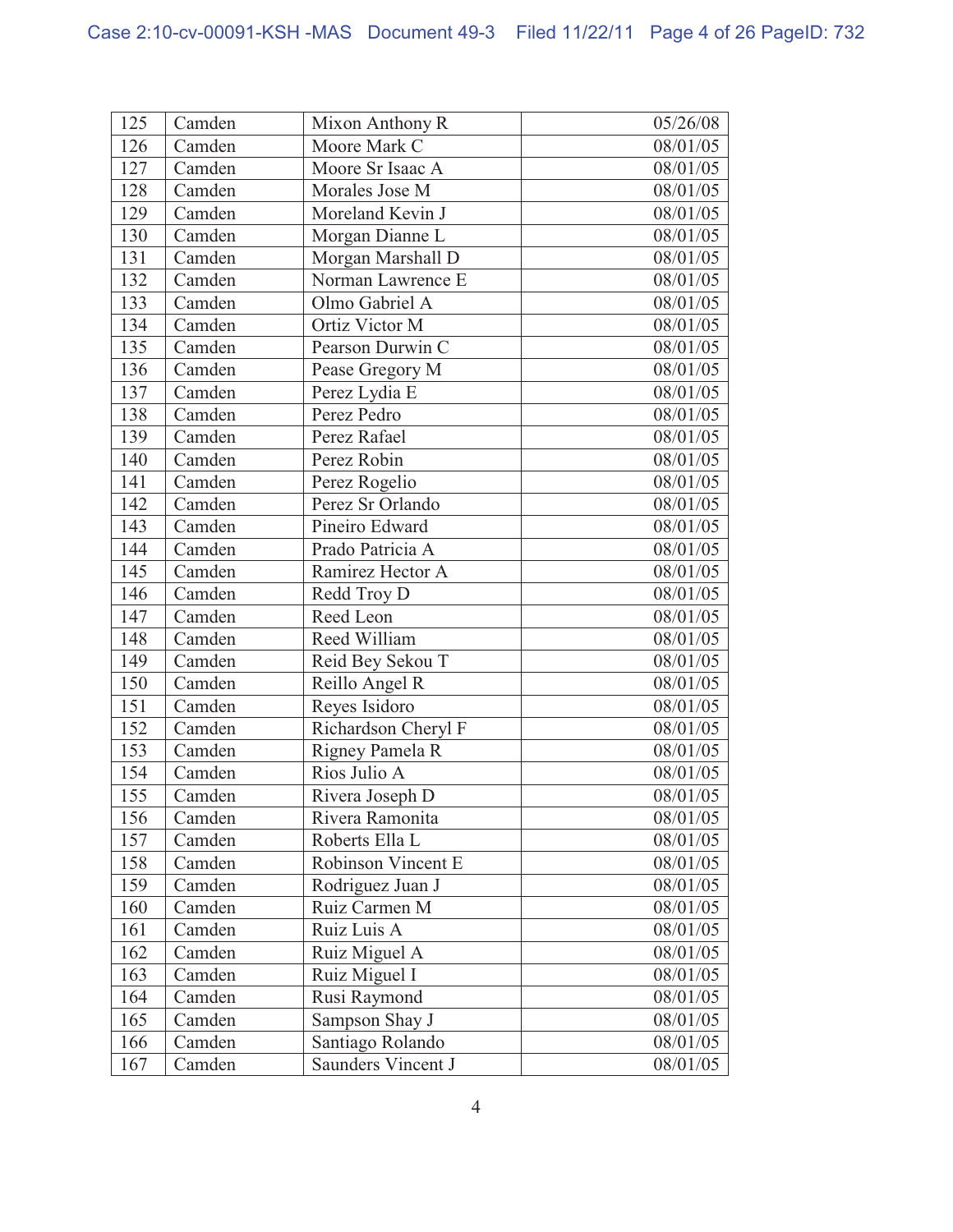| 125 | Camden | Mixon Anthony R | 05/26/08 |
|---|---|---|---|
| 126 | Camden | Moore Mark C | 08/01/05 |
| 127 | Camden | Moore Sr Isaac A | 08/01/05 |
| 128 | Camden | Morales Jose M | 08/01/05 |
| 129 | Camden | Moreland Kevin J | 08/01/05 |
| 130 | Camden | Morgan Dianne L | 08/01/05 |
| 131 | Camden | Morgan Marshall D | 08/01/05 |
| 132 | Camden | Norman Lawrence E | 08/01/05 |
| 133 | Camden | Olmo Gabriel A | 08/01/05 |
| 134 | Camden | Ortiz Victor M | 08/01/05 |
| 135 | Camden | Pearson Durwin C | 08/01/05 |
| 136 | Camden | Pease Gregory M | 08/01/05 |
| 137 | Camden | Perez Lydia E | 08/01/05 |
| 138 | Camden | Perez Pedro | 08/01/05 |
| 139 | Camden | Perez Rafael | 08/01/05 |
| 140 | Camden | Perez Robin | 08/01/05 |
| 141 | Camden | Perez Rogelio | 08/01/05 |
| 142 | Camden | Perez Sr Orlando | 08/01/05 |
| 143 | Camden | Pineiro Edward | 08/01/05 |
| 144 | Camden | Prado Patricia A | 08/01/05 |
| 145 | Camden | Ramirez Hector A | 08/01/05 |
| 146 | Camden | Redd Troy D | 08/01/05 |
| 147 | Camden | Reed Leon | 08/01/05 |
| 148 | Camden | Reed William | 08/01/05 |
| 149 | Camden | Reid Bey Sekou T | 08/01/05 |
| 150 | Camden | Reillo Angel R | 08/01/05 |
| 151 | Camden | Reyes Isidoro | 08/01/05 |
| 152 | Camden | Richardson Cheryl F | 08/01/05 |
| 153 | Camden | Rigney Pamela R | 08/01/05 |
| 154 | Camden | Rios Julio A | 08/01/05 |
| 155 | Camden | Rivera Joseph D | 08/01/05 |
| 156 | Camden | Rivera Ramonita | 08/01/05 |
| 157 | Camden | Roberts Ella L | 08/01/05 |
| 158 | Camden | Robinson Vincent E | 08/01/05 |
| 159 | Camden | Rodriguez Juan J | 08/01/05 |
| 160 | Camden | Ruiz Carmen M | 08/01/05 |
| 161 | Camden | Ruiz Luis A | 08/01/05 |
| 162 | Camden | Ruiz Miguel A | 08/01/05 |
| 163 | Camden | Ruiz Miguel I | 08/01/05 |
| 164 | Camden | Rusi Raymond | 08/01/05 |
| 165 | Camden | Sampson Shay J | 08/01/05 |
| 166 | Camden | Santiago Rolando | 08/01/05 |
| 167 | Camden | Saunders Vincent J | 08/01/05 |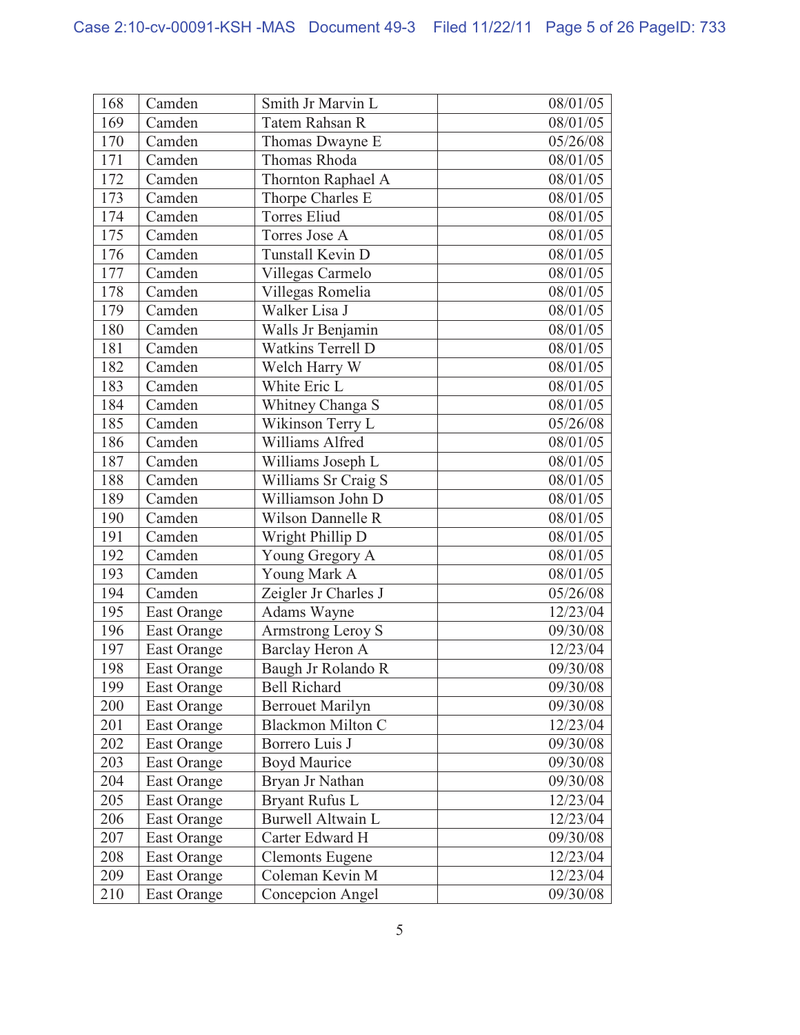| 168 | Camden | Smith Jr Marvin L | 08/01/05 |
|---|---|---|---|
| 169 | Camden | Tatem Rahsan R | 08/01/05 |
| 170 | Camden | Thomas Dwayne E | 05/26/08 |
| 171 | Camden | Thomas Rhoda | 08/01/05 |
| 172 | Camden | Thornton Raphael A | 08/01/05 |
| 173 | Camden | Thorpe Charles E | 08/01/05 |
| 174 | Camden | Torres Eliud | 08/01/05 |
| 175 | Camden | Torres Jose A | 08/01/05 |
| 176 | Camden | Tunstall Kevin D | 08/01/05 |
| 177 | Camden | Villegas Carmelo | 08/01/05 |
| 178 | Camden | Villegas Romelia | 08/01/05 |
| 179 | Camden | Walker Lisa J | 08/01/05 |
| 180 | Camden | Walls Jr Benjamin | 08/01/05 |
| 181 | Camden | Watkins Terrell D | 08/01/05 |
| 182 | Camden | Welch Harry W | 08/01/05 |
| 183 | Camden | White Eric L | 08/01/05 |
| 184 | Camden | Whitney Changa S | 08/01/05 |
| 185 | Camden | Wikinson Terry L | 05/26/08 |
| 186 | Camden | Williams Alfred | 08/01/05 |
| 187 | Camden | Williams Joseph L | 08/01/05 |
| 188 | Camden | Williams Sr Craig S | 08/01/05 |
| 189 | Camden | Williamson John D | 08/01/05 |
| 190 | Camden | Wilson Dannelle R | 08/01/05 |
| 191 | Camden | Wright Phillip D | 08/01/05 |
| 192 | Camden | Young Gregory A | 08/01/05 |
| 193 | Camden | Young Mark A | 08/01/05 |
| 194 | Camden | Zeigler Jr Charles J | 05/26/08 |
| 195 | East Orange | Adams Wayne | 12/23/04 |
| 196 | East Orange | Armstrong Leroy S | 09/30/08 |
| 197 | East Orange | Barclay Heron A | 12/23/04 |
| 198 | East Orange | Baugh Jr Rolando R | 09/30/08 |
| 199 | East Orange | Bell Richard | 09/30/08 |
| 200 | East Orange | Berrouet Marilyn | 09/30/08 |
| 201 | East Orange | Blackmon Milton C | 12/23/04 |
| 202 | East Orange | Borrero Luis J | 09/30/08 |
| 203 | East Orange | Boyd Maurice | 09/30/08 |
| 204 | East Orange | Bryan Jr Nathan | 09/30/08 |
| 205 | East Orange | Bryant Rufus L | 12/23/04 |
| 206 | East Orange | Burwell Altwain L | 12/23/04 |
| 207 | East Orange | Carter Edward H | 09/30/08 |
| 208 | East Orange | Clemonts Eugene | 12/23/04 |
| 209 | East Orange | Coleman Kevin M | 12/23/04 |
| 210 | East Orange | Concepcion Angel | 09/30/08 |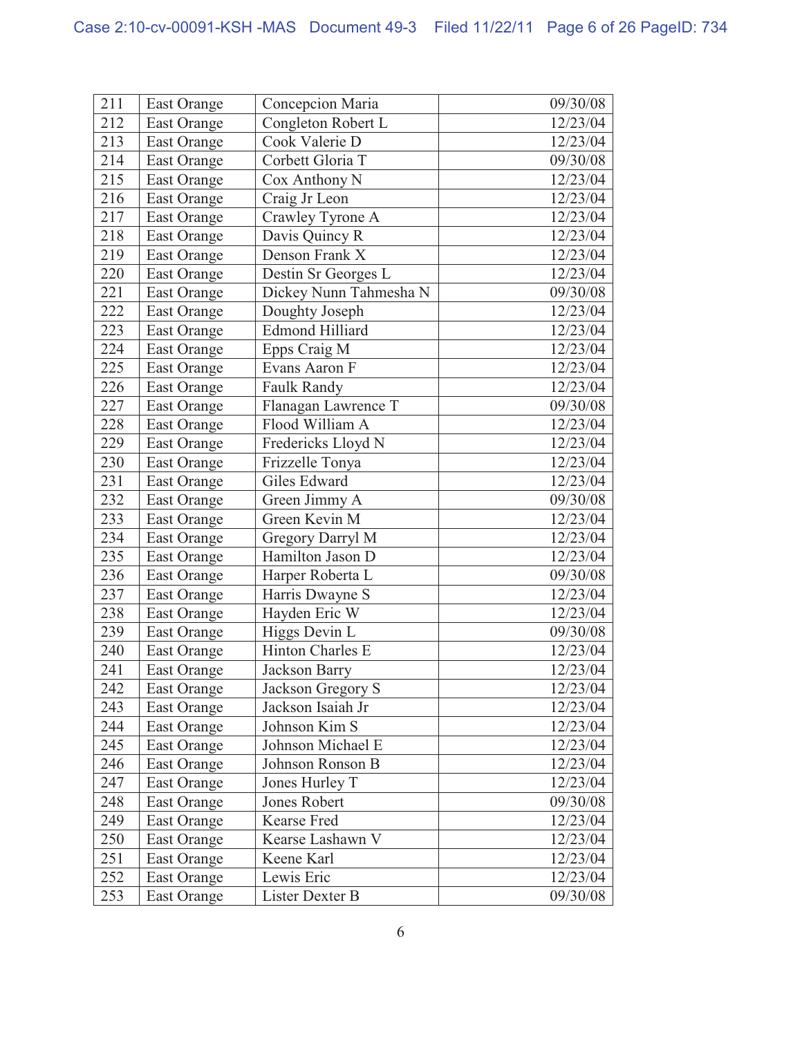| 211 | East Orange | Concepcion Maria | 09/30/08 |
|---|---|---|---|
| 212 | East Orange | Congleton Robert L | 12/23/04 |
| 213 | East Orange | Cook Valerie D | 12/23/04 |
| 214 | East Orange | Corbett Gloria T | 09/30/08 |
| 215 | East Orange | Cox Anthony N | 12/23/04 |
| 216 | East Orange | Craig Jr Leon | 12/23/04 |
| 217 | East Orange | Crawley Tyrone A | 12/23/04 |
| 218 | East Orange | Davis Quincy R | 12/23/04 |
| 219 | East Orange | Denson Frank X | 12/23/04 |
| 220 | East Orange | Destin Sr Georges L | 12/23/04 |
| 221 | East Orange | Dickey Nunn Tahmesha N | 09/30/08 |
| 222 | East Orange | Doughty Joseph | 12/23/04 |
| 223 | East Orange | Edmond Hilliard | 12/23/04 |
| 224 | East Orange | Epps Craig M | 12/23/04 |
| 225 | East Orange | Evans Aaron F | 12/23/04 |
| 226 | East Orange | Faulk Randy | 12/23/04 |
| 227 | East Orange | Flanagan Lawrence T | 09/30/08 |
| 228 | East Orange | Flood William A | 12/23/04 |
| 229 | East Orange | Fredericks Lloyd N | 12/23/04 |
| 230 | East Orange | Frizzelle Tonya | 12/23/04 |
| 231 | East Orange | Giles Edward | 12/23/04 |
| 232 | East Orange | Green Jimmy A | 09/30/08 |
| 233 | East Orange | Green Kevin M | 12/23/04 |
| 234 | East Orange | Gregory Darryl M | 12/23/04 |
| 235 | East Orange | Hamilton Jason D | 12/23/04 |
| 236 | East Orange | Harper Roberta L | 09/30/08 |
| 237 | East Orange | Harris Dwayne S | 12/23/04 |
| 238 | East Orange | Hayden Eric W | 12/23/04 |
| 239 | East Orange | Higgs Devin L | 09/30/08 |
| 240 | East Orange | Hinton Charles E | 12/23/04 |
| 241 | East Orange | Jackson Barry | 12/23/04 |
| 242 | East Orange | Jackson Gregory S | 12/23/04 |
| 243 | East Orange | Jackson Isaiah Jr | 12/23/04 |
| 244 | East Orange | Johnson Kim S | 12/23/04 |
| 245 | East Orange | Johnson Michael E | 12/23/04 |
| 246 | East Orange | Johnson Ronson B | 12/23/04 |
| 247 | East Orange | Jones Hurley T | 12/23/04 |
| 248 | East Orange | Jones Robert | 09/30/08 |
| 249 | East Orange | Kearse Fred | 12/23/04 |
| 250 | East Orange | Kearse Lashawn V | 12/23/04 |
| 251 | East Orange | Keene Karl | 12/23/04 |
| 252 | East Orange | Lewis Eric | 12/23/04 |
| 253 | East Orange | Lister Dexter B | 09/30/08 |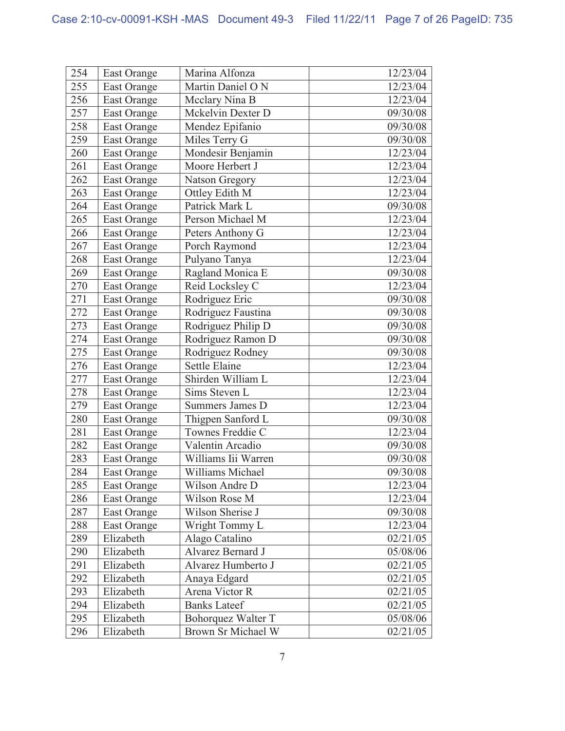| | | | |
|---|---|---|---|
| 254 | East Orange | Marina Alfonza | 12/23/04 |
| 255 | East Orange | Martin Daniel O N | 12/23/04 |
| 256 | East Orange | Mcclary Nina B | 12/23/04 |
| 257 | East Orange | Mckelvin Dexter D | 09/30/08 |
| 258 | East Orange | Mendez Epifanio | 09/30/08 |
| 259 | East Orange | Miles Terry G | 09/30/08 |
| 260 | East Orange | Mondesir Benjamin | 12/23/04 |
| 261 | East Orange | Moore Herbert J | 12/23/04 |
| 262 | East Orange | Natson Gregory | 12/23/04 |
| 263 | East Orange | Ottley Edith M | 12/23/04 |
| 264 | East Orange | Patrick Mark L | 09/30/08 |
| 265 | East Orange | Person Michael M | 12/23/04 |
| 266 | East Orange | Peters Anthony G | 12/23/04 |
| 267 | East Orange | Porch Raymond | 12/23/04 |
| 268 | East Orange | Pulyano Tanya | 12/23/04 |
| 269 | East Orange | Ragland Monica E | 09/30/08 |
| 270 | East Orange | Reid Locksley C | 12/23/04 |
| 271 | East Orange | Rodriguez Eric | 09/30/08 |
| 272 | East Orange | Rodriguez Faustina | 09/30/08 |
| 273 | East Orange | Rodriguez Philip D | 09/30/08 |
| 274 | East Orange | Rodriguez Ramon D | 09/30/08 |
| 275 | East Orange | Rodriguez Rodney | 09/30/08 |
| 276 | East Orange | Settle Elaine | 12/23/04 |
| 277 | East Orange | Shirden William L | 12/23/04 |
| 278 | East Orange | Sims Steven L | 12/23/04 |
| 279 | East Orange | Summers James D | 12/23/04 |
| 280 | East Orange | Thigpen Sanford L | 09/30/08 |
| 281 | East Orange | Townes Freddie C | 12/23/04 |
| 282 | East Orange | Valentin Arcadio | 09/30/08 |
| 283 | East Orange | Williams Iii Warren | 09/30/08 |
| 284 | East Orange | Williams Michael | 09/30/08 |
| 285 | East Orange | Wilson Andre D | 12/23/04 |
| 286 | East Orange | Wilson Rose M | 12/23/04 |
| 287 | East Orange | Wilson Sherise J | 09/30/08 |
| 288 | East Orange | Wright Tommy L | 12/23/04 |
| 289 | Elizabeth | Alago Catalino | 02/21/05 |
| 290 | Elizabeth | Alvarez Bernard J | 05/08/06 |
| 291 | Elizabeth | Alvarez Humberto J | 02/21/05 |
| 292 | Elizabeth | Anaya Edgard | 02/21/05 |
| 293 | Elizabeth | Arena Victor R | 02/21/05 |
| 294 | Elizabeth | Banks Lateef | 02/21/05 |
| 295 | Elizabeth | Bohorquez Walter T | 05/08/06 |
| 296 | Elizabeth | Brown Sr Michael W | 02/21/05 |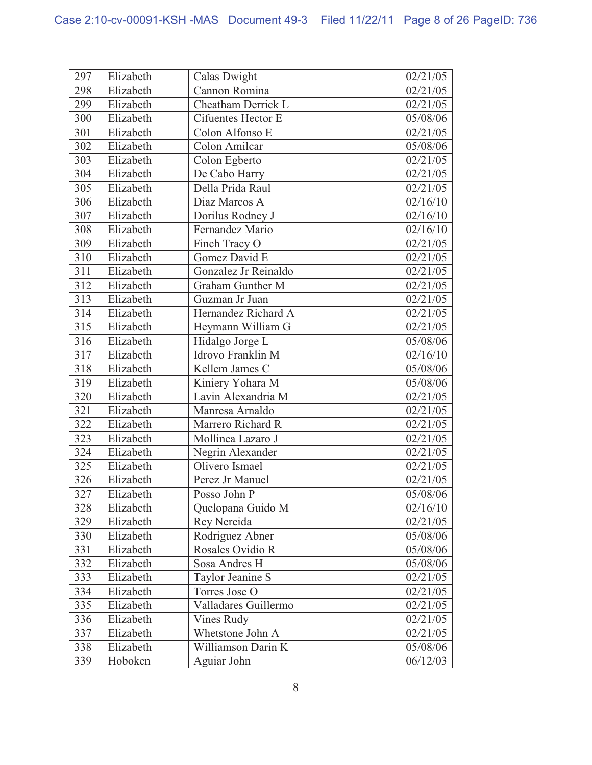| 297 | Elizabeth | Calas Dwight | 02/21/05 |
|---|---|---|---|
| 298 | Elizabeth | Cannon Romina | 02/21/05 |
| 299 | Elizabeth | Cheatham Derrick L | 02/21/05 |
| 300 | Elizabeth | Cifuentes Hector E | 05/08/06 |
| 301 | Elizabeth | Colon Alfonso E | 02/21/05 |
| 302 | Elizabeth | Colon Amilcar | 05/08/06 |
| 303 | Elizabeth | Colon Egberto | 02/21/05 |
| 304 | Elizabeth | De Cabo Harry | 02/21/05 |
| 305 | Elizabeth | Della Prida Raul | 02/21/05 |
| 306 | Elizabeth | Diaz Marcos A | 02/16/10 |
| 307 | Elizabeth | Dorilus Rodney J | 02/16/10 |
| 308 | Elizabeth | Fernandez Mario | 02/16/10 |
| 309 | Elizabeth | Finch Tracy O | 02/21/05 |
| 310 | Elizabeth | Gomez David E | 02/21/05 |
| 311 | Elizabeth | Gonzalez Jr Reinaldo | 02/21/05 |
| 312 | Elizabeth | Graham Gunther M | 02/21/05 |
| 313 | Elizabeth | Guzman Jr Juan | 02/21/05 |
| 314 | Elizabeth | Hernandez Richard A | 02/21/05 |
| 315 | Elizabeth | Heymann William G | 02/21/05 |
| 316 | Elizabeth | Hidalgo Jorge L | 05/08/06 |
| 317 | Elizabeth | Idrovo Franklin M | 02/16/10 |
| 318 | Elizabeth | Kellem James C | 05/08/06 |
| 319 | Elizabeth | Kiniery Yohara M | 05/08/06 |
| 320 | Elizabeth | Lavin Alexandria M | 02/21/05 |
| 321 | Elizabeth | Manresa Arnaldo | 02/21/05 |
| 322 | Elizabeth | Marrero Richard R | 02/21/05 |
| 323 | Elizabeth | Mollinea Lazaro J | 02/21/05 |
| 324 | Elizabeth | Negrin Alexander | 02/21/05 |
| 325 | Elizabeth | Olivero Ismael | 02/21/05 |
| 326 | Elizabeth | Perez Jr Manuel | 02/21/05 |
| 327 | Elizabeth | Posso John P | 05/08/06 |
| 328 | Elizabeth | Quelopana Guido M | 02/16/10 |
| 329 | Elizabeth | Rey Nereida | 02/21/05 |
| 330 | Elizabeth | Rodriguez Abner | 05/08/06 |
| 331 | Elizabeth | Rosales Ovidio R | 05/08/06 |
| 332 | Elizabeth | Sosa Andres H | 05/08/06 |
| 333 | Elizabeth | Taylor Jeanine S | 02/21/05 |
| 334 | Elizabeth | Torres Jose O | 02/21/05 |
| 335 | Elizabeth | Valladares Guillermo | 02/21/05 |
| 336 | Elizabeth | Vines Rudy | 02/21/05 |
| 337 | Elizabeth | Whetstone John A | 02/21/05 |
| 338 | Elizabeth | Williamson Darin K | 05/08/06 |
| 339 | Hoboken | Aguiar John | 06/12/03 |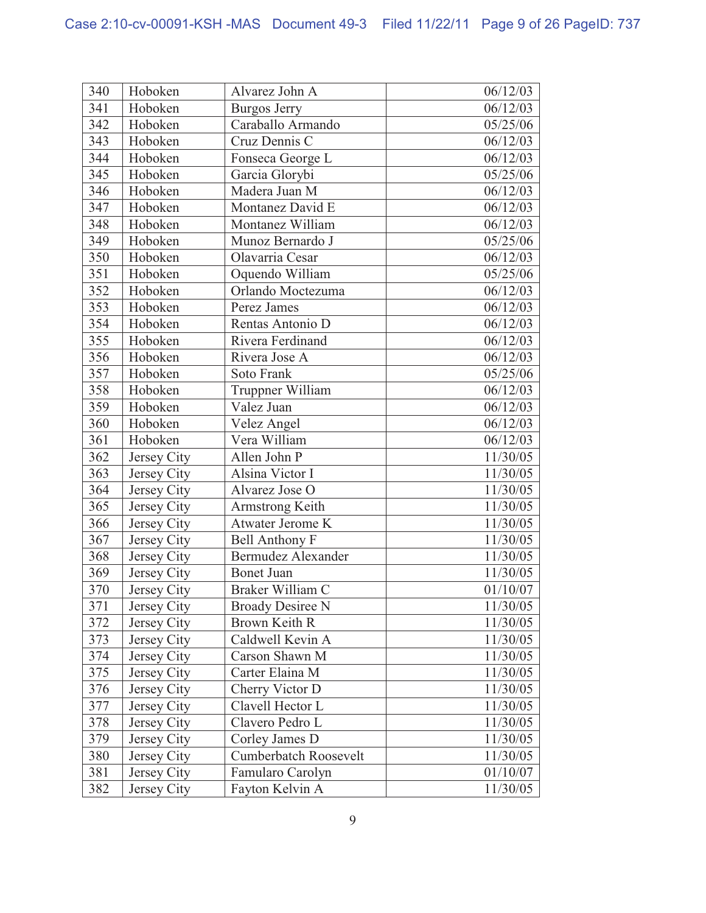| 340 | Hoboken | Alvarez John A | 06/12/03 |
|---|---|---|---|
| 341 | Hoboken | Burgos Jerry | 06/12/03 |
| 342 | Hoboken | Caraballo Armando | 05/25/06 |
| 343 | Hoboken | Cruz Dennis C | 06/12/03 |
| 344 | Hoboken | Fonseca George L | 06/12/03 |
| 345 | Hoboken | Garcia Glorybi | 05/25/06 |
| 346 | Hoboken | Madera Juan M | 06/12/03 |
| 347 | Hoboken | Montanez David E | 06/12/03 |
| 348 | Hoboken | Montanez William | 06/12/03 |
| 349 | Hoboken | Munoz Bernardo J | 05/25/06 |
| 350 | Hoboken | Olavarria Cesar | 06/12/03 |
| 351 | Hoboken | Oquendo William | 05/25/06 |
| 352 | Hoboken | Orlando Moctezuma | 06/12/03 |
| 353 | Hoboken | Perez James | 06/12/03 |
| 354 | Hoboken | Rentas Antonio D | 06/12/03 |
| 355 | Hoboken | Rivera Ferdinand | 06/12/03 |
| 356 | Hoboken | Rivera Jose A | 06/12/03 |
| 357 | Hoboken | Soto Frank | 05/25/06 |
| 358 | Hoboken | Truppner William | 06/12/03 |
| 359 | Hoboken | Valez Juan | 06/12/03 |
| 360 | Hoboken | Velez Angel | 06/12/03 |
| 361 | Hoboken | Vera William | 06/12/03 |
| 362 | Jersey City | Allen John P | 11/30/05 |
| 363 | Jersey City | Alsina Victor I | 11/30/05 |
| 364 | Jersey City | Alvarez Jose O | 11/30/05 |
| 365 | Jersey City | Armstrong Keith | 11/30/05 |
| 366 | Jersey City | Atwater Jerome K | 11/30/05 |
| 367 | Jersey City | Bell Anthony F | 11/30/05 |
| 368 | Jersey City | Bermudez Alexander | 11/30/05 |
| 369 | Jersey City | Bonet Juan | 11/30/05 |
| 370 | Jersey City | Braker William C | 01/10/07 |
| 371 | Jersey City | Broady Desiree N | 11/30/05 |
| 372 | Jersey City | Brown Keith R | 11/30/05 |
| 373 | Jersey City | Caldwell Kevin A | 11/30/05 |
| 374 | Jersey City | Carson Shawn M | 11/30/05 |
| 375 | Jersey City | Carter Elaina M | 11/30/05 |
| 376 | Jersey City | Cherry Victor D | 11/30/05 |
| 377 | Jersey City | Clavell Hector L | 11/30/05 |
| 378 | Jersey City | Clavero Pedro L | 11/30/05 |
| 379 | Jersey City | Corley James D | 11/30/05 |
| 380 | Jersey City | Cumberbatch Roosevelt | 11/30/05 |
| 381 | Jersey City | Famularo Carolyn | 01/10/07 |
| 382 | Jersey City | Fayton Kelvin A | 11/30/05 |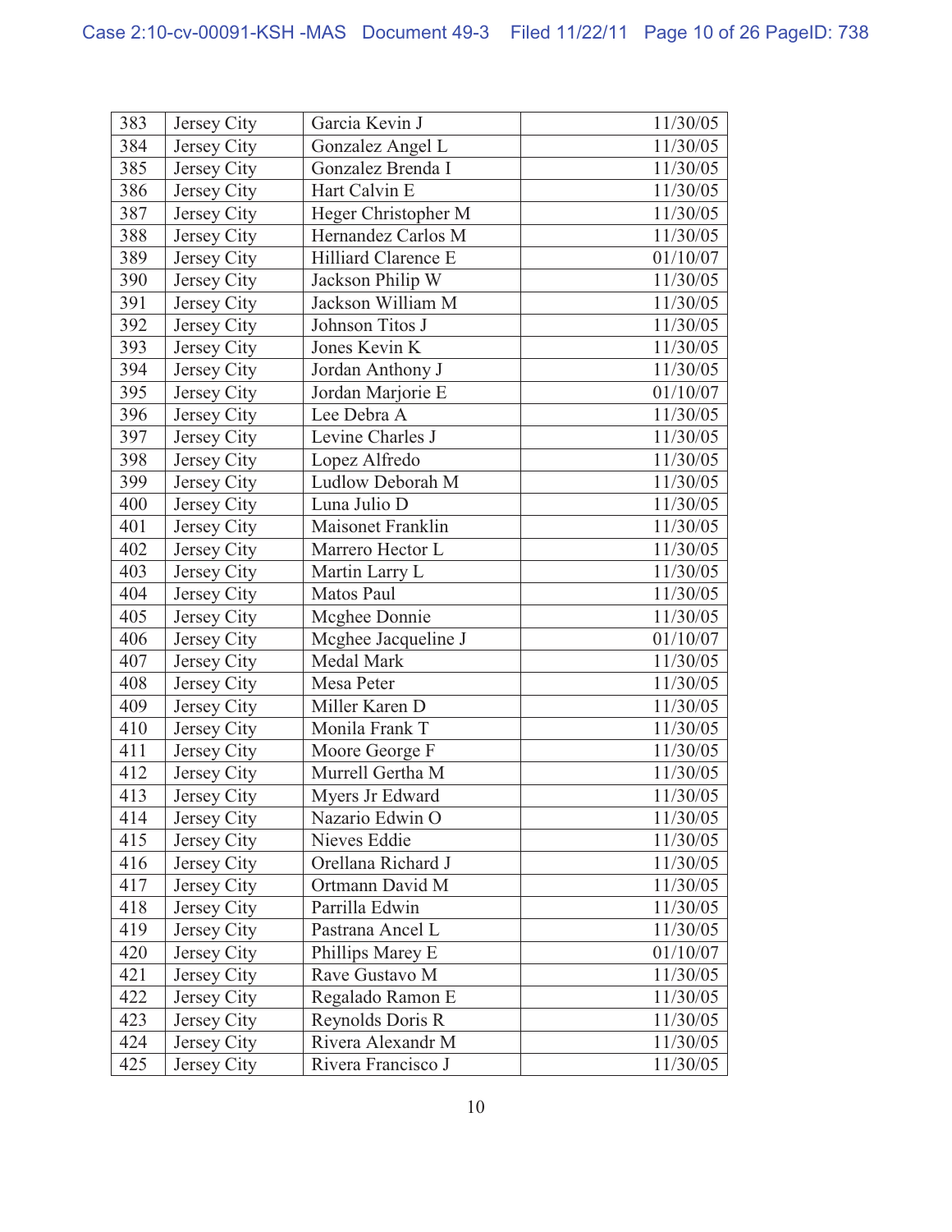| 383 | Jersey City | Garcia Kevin J | 11/30/05 |
|---|---|---|---|
| 384 | Jersey City | Gonzalez Angel L | 11/30/05 |
| 385 | Jersey City | Gonzalez Brenda I | 11/30/05 |
| 386 | Jersey City | Hart Calvin E | 11/30/05 |
| 387 | Jersey City | Heger Christopher M | 11/30/05 |
| 388 | Jersey City | Hernandez Carlos M | 11/30/05 |
| 389 | Jersey City | Hilliard Clarence E | 01/10/07 |
| 390 | Jersey City | Jackson Philip W | 11/30/05 |
| 391 | Jersey City | Jackson William M | 11/30/05 |
| 392 | Jersey City | Johnson Titos J | 11/30/05 |
| 393 | Jersey City | Jones Kevin K | 11/30/05 |
| 394 | Jersey City | Jordan Anthony J | 11/30/05 |
| 395 | Jersey City | Jordan Marjorie E | 01/10/07 |
| 396 | Jersey City | Lee Debra A | 11/30/05 |
| 397 | Jersey City | Levine Charles J | 11/30/05 |
| 398 | Jersey City | Lopez Alfredo | 11/30/05 |
| 399 | Jersey City | Ludlow Deborah M | 11/30/05 |
| 400 | Jersey City | Luna Julio D | 11/30/05 |
| 401 | Jersey City | Maisonet Franklin | 11/30/05 |
| 402 | Jersey City | Marrero Hector L | 11/30/05 |
| 403 | Jersey City | Martin Larry L | 11/30/05 |
| 404 | Jersey City | Matos Paul | 11/30/05 |
| 405 | Jersey City | Mcghee Donnie | 11/30/05 |
| 406 | Jersey City | Mcghee Jacqueline J | 01/10/07 |
| 407 | Jersey City | Medal Mark | 11/30/05 |
| 408 | Jersey City | Mesa Peter | 11/30/05 |
| 409 | Jersey City | Miller Karen D | 11/30/05 |
| 410 | Jersey City | Monila Frank T | 11/30/05 |
| 411 | Jersey City | Moore George F | 11/30/05 |
| 412 | Jersey City | Murrell Gertha M | 11/30/05 |
| 413 | Jersey City | Myers Jr Edward | 11/30/05 |
| 414 | Jersey City | Nazario Edwin O | 11/30/05 |
| 415 | Jersey City | Nieves Eddie | 11/30/05 |
| 416 | Jersey City | Orellana Richard J | 11/30/05 |
| 417 | Jersey City | Ortmann David M | 11/30/05 |
| 418 | Jersey City | Parrilla Edwin | 11/30/05 |
| 419 | Jersey City | Pastrana Ancel L | 11/30/05 |
| 420 | Jersey City | Phillips Marey E | 01/10/07 |
| 421 | Jersey City | Rave Gustavo M | 11/30/05 |
| 422 | Jersey City | Regalado Ramon E | 11/30/05 |
| 423 | Jersey City | Reynolds Doris R | 11/30/05 |
| 424 | Jersey City | Rivera Alexandr M | 11/30/05 |
| 425 | Jersey City | Rivera Francisco J | 11/30/05 |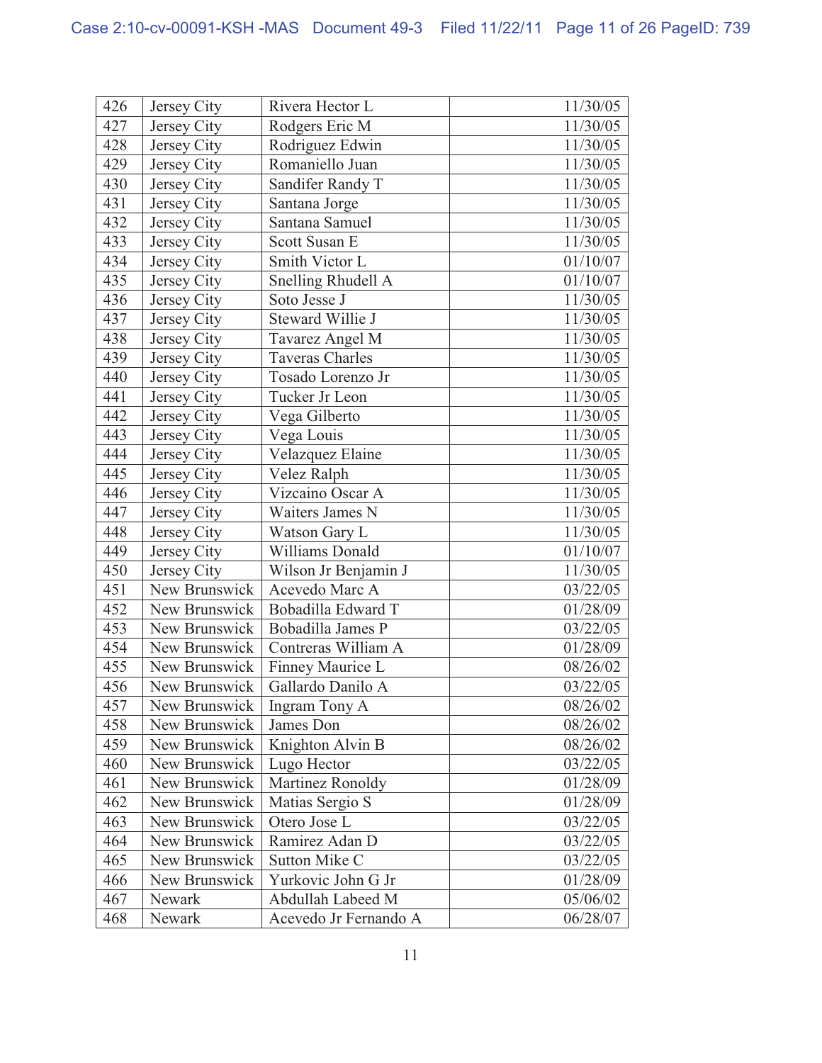| 426 | Jersey City | Rivera Hector L | 11/30/05 |
|---|---|---|---|
| 427 | Jersey City | Rodgers Eric M | 11/30/05 |
| 428 | Jersey City | Rodriguez Edwin | 11/30/05 |
| 429 | Jersey City | Romaniello Juan | 11/30/05 |
| 430 | Jersey City | Sandifer Randy T | 11/30/05 |
| 431 | Jersey City | Santana Jorge | 11/30/05 |
| 432 | Jersey City | Santana Samuel | 11/30/05 |
| 433 | Jersey City | Scott Susan E | 11/30/05 |
| 434 | Jersey City | Smith Victor L | 01/10/07 |
| 435 | Jersey City | Snelling Rhudell A | 01/10/07 |
| 436 | Jersey City | Soto Jesse J | 11/30/05 |
| 437 | Jersey City | Steward Willie J | 11/30/05 |
| 438 | Jersey City | Tavarez Angel M | 11/30/05 |
| 439 | Jersey City | Taveras Charles | 11/30/05 |
| 440 | Jersey City | Tosado Lorenzo Jr | 11/30/05 |
| 441 | Jersey City | Tucker Jr Leon | 11/30/05 |
| 442 | Jersey City | Vega Gilberto | 11/30/05 |
| 443 | Jersey City | Vega Louis | 11/30/05 |
| 444 | Jersey City | Velazquez Elaine | 11/30/05 |
| 445 | Jersey City | Velez Ralph | 11/30/05 |
| 446 | Jersey City | Vizcaino Oscar A | 11/30/05 |
| 447 | Jersey City | Waiters James N | 11/30/05 |
| 448 | Jersey City | Watson Gary L | 11/30/05 |
| 449 | Jersey City | Williams Donald | 01/10/07 |
| 450 | Jersey City | Wilson Jr Benjamin J | 11/30/05 |
| 451 | New Brunswick | Acevedo Marc A | 03/22/05 |
| 452 | New Brunswick | Bobadilla Edward T | 01/28/09 |
| 453 | New Brunswick | Bobadilla James P | 03/22/05 |
| 454 | New Brunswick | Contreras William A | 01/28/09 |
| 455 | New Brunswick | Finney Maurice L | 08/26/02 |
| 456 | New Brunswick | Gallardo Danilo A | 03/22/05 |
| 457 | New Brunswick | Ingram Tony A | 08/26/02 |
| 458 | New Brunswick | James Don | 08/26/02 |
| 459 | New Brunswick | Knighton Alvin B | 08/26/02 |
| 460 | New Brunswick | Lugo Hector | 03/22/05 |
| 461 | New Brunswick | Martinez Ronoldy | 01/28/09 |
| 462 | New Brunswick | Matias Sergio S | 01/28/09 |
| 463 | New Brunswick | Otero Jose L | 03/22/05 |
| 464 | New Brunswick | Ramirez Adan D | 03/22/05 |
| 465 | New Brunswick | Sutton Mike C | 03/22/05 |
| 466 | New Brunswick | Yurkovic John G Jr | 01/28/09 |
| 467 | Newark | Abdullah Labeed M | 05/06/02 |
| 468 | Newark | Acevedo Jr Fernando A | 06/28/07 |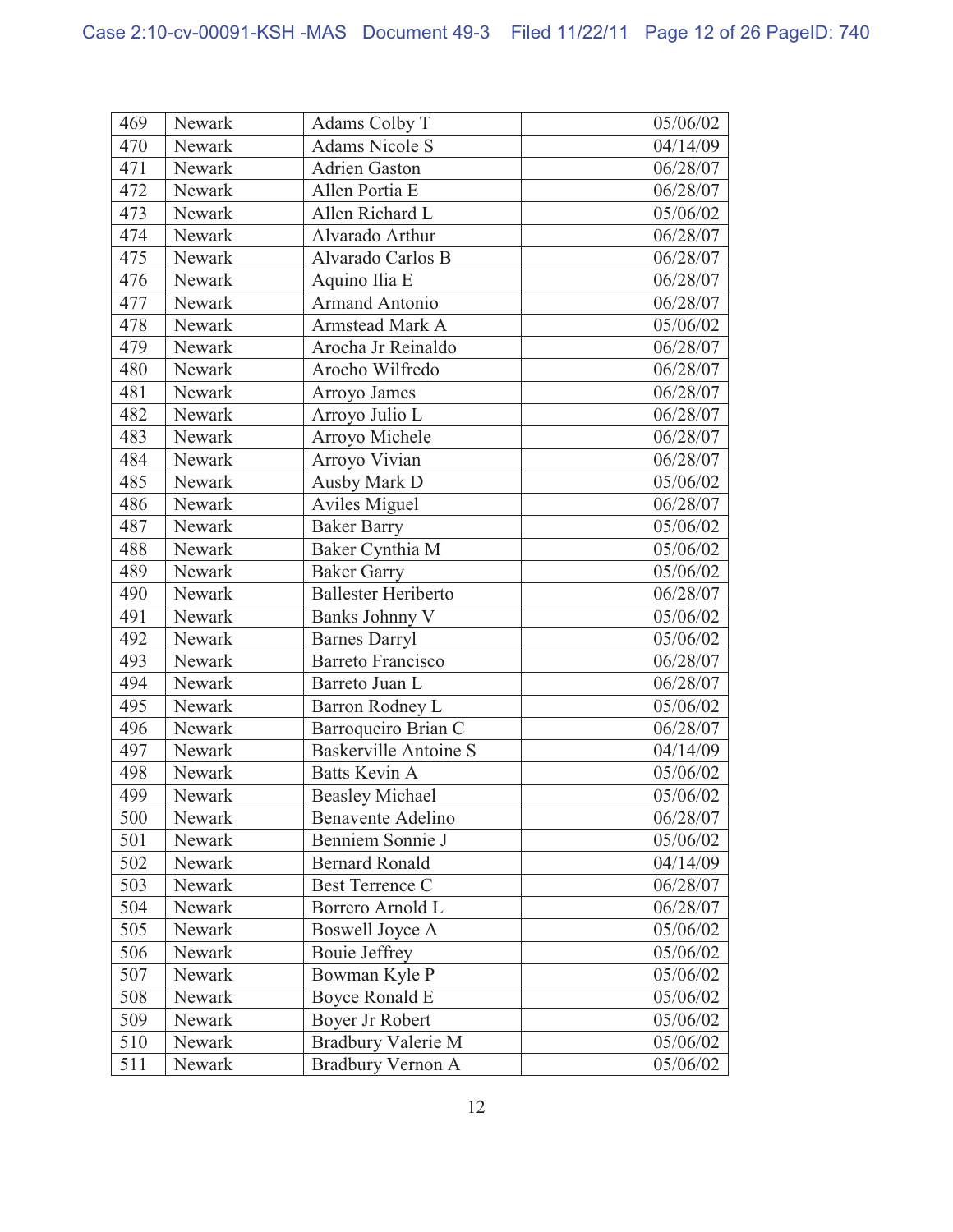| 469 | Newark | Adams Colby T | 05/06/02 |
|---|---|---|---|
| 470 | Newark | Adams Nicole S | 04/14/09 |
| 471 | Newark | Adrien Gaston | 06/28/07 |
| 472 | Newark | Allen Portia E | 06/28/07 |
| 473 | Newark | Allen Richard L | 05/06/02 |
| 474 | Newark | Alvarado Arthur | 06/28/07 |
| 475 | Newark | Alvarado Carlos B | 06/28/07 |
| 476 | Newark | Aquino Ilia E | 06/28/07 |
| 477 | Newark | Armand Antonio | 06/28/07 |
| 478 | Newark | Armstead Mark A | 05/06/02 |
| 479 | Newark | Arocha Jr Reinaldo | 06/28/07 |
| 480 | Newark | Arocho Wilfredo | 06/28/07 |
| 481 | Newark | Arroyo James | 06/28/07 |
| 482 | Newark | Arroyo Julio L | 06/28/07 |
| 483 | Newark | Arroyo Michele | 06/28/07 |
| 484 | Newark | Arroyo Vivian | 06/28/07 |
| 485 | Newark | Ausby Mark D | 05/06/02 |
| 486 | Newark | Aviles Miguel | 06/28/07 |
| 487 | Newark | Baker Barry | 05/06/02 |
| 488 | Newark | Baker Cynthia M | 05/06/02 |
| 489 | Newark | Baker Garry | 05/06/02 |
| 490 | Newark | Ballester Heriberto | 06/28/07 |
| 491 | Newark | Banks Johnny V | 05/06/02 |
| 492 | Newark | Barnes Darryl | 05/06/02 |
| 493 | Newark | Barreto Francisco | 06/28/07 |
| 494 | Newark | Barreto Juan L | 06/28/07 |
| 495 | Newark | Barron Rodney L | 05/06/02 |
| 496 | Newark | Barroqueiro Brian C | 06/28/07 |
| 497 | Newark | Baskerville Antoine S | 04/14/09 |
| 498 | Newark | Batts Kevin A | 05/06/02 |
| 499 | Newark | Beasley Michael | 05/06/02 |
| 500 | Newark | Benavente Adelino | 06/28/07 |
| 501 | Newark | Benniem Sonnie J | 05/06/02 |
| 502 | Newark | Bernard Ronald | 04/14/09 |
| 503 | Newark | Best Terrence C | 06/28/07 |
| 504 | Newark | Borrero Arnold L | 06/28/07 |
| 505 | Newark | Boswell Joyce A | 05/06/02 |
| 506 | Newark | Bouie Jeffrey | 05/06/02 |
| 507 | Newark | Bowman Kyle P | 05/06/02 |
| 508 | Newark | Boyce Ronald E | 05/06/02 |
| 509 | Newark | Boyer Jr Robert | 05/06/02 |
| 510 | Newark | Bradbury Valerie M | 05/06/02 |
| 511 | Newark | Bradbury Vernon A | 05/06/02 |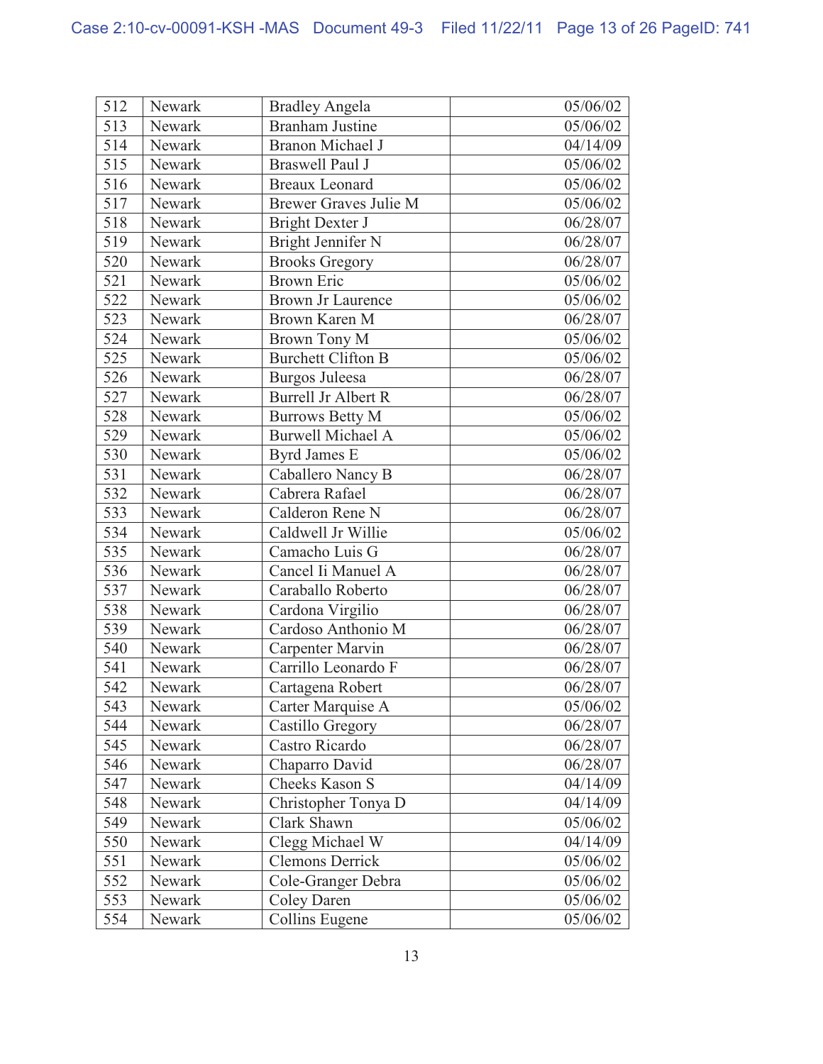| 512 | Newark | Bradley Angela | 05/06/02 |
|---|---|---|---|
| 513 | Newark | Branham Justine | 05/06/02 |
| 514 | Newark | Branon Michael J | 04/14/09 |
| 515 | Newark | Braswell Paul J | 05/06/02 |
| 516 | Newark | Breaux Leonard | 05/06/02 |
| 517 | Newark | Brewer Graves Julie M | 05/06/02 |
| 518 | Newark | Bright Dexter J | 06/28/07 |
| 519 | Newark | Bright Jennifer N | 06/28/07 |
| 520 | Newark | Brooks Gregory | 06/28/07 |
| 521 | Newark | Brown Eric | 05/06/02 |
| 522 | Newark | Brown Jr Laurence | 05/06/02 |
| 523 | Newark | Brown Karen M | 06/28/07 |
| 524 | Newark | Brown Tony M | 05/06/02 |
| 525 | Newark | Burchett Clifton B | 05/06/02 |
| 526 | Newark | Burgos Juleesa | 06/28/07 |
| 527 | Newark | Burrell Jr Albert R | 06/28/07 |
| 528 | Newark | Burrows Betty M | 05/06/02 |
| 529 | Newark | Burwell Michael A | 05/06/02 |
| 530 | Newark | Byrd James E | 05/06/02 |
| 531 | Newark | Caballero Nancy B | 06/28/07 |
| 532 | Newark | Cabrera Rafael | 06/28/07 |
| 533 | Newark | Calderon Rene N | 06/28/07 |
| 534 | Newark | Caldwell Jr Willie | 05/06/02 |
| 535 | Newark | Camacho Luis G | 06/28/07 |
| 536 | Newark | Cancel Ii Manuel A | 06/28/07 |
| 537 | Newark | Caraballo Roberto | 06/28/07 |
| 538 | Newark | Cardona Virgilio | 06/28/07 |
| 539 | Newark | Cardoso Anthonio M | 06/28/07 |
| 540 | Newark | Carpenter Marvin | 06/28/07 |
| 541 | Newark | Carrillo Leonardo F | 06/28/07 |
| 542 | Newark | Cartagena Robert | 06/28/07 |
| 543 | Newark | Carter Marquise A | 05/06/02 |
| 544 | Newark | Castillo Gregory | 06/28/07 |
| 545 | Newark | Castro Ricardo | 06/28/07 |
| 546 | Newark | Chaparro David | 06/28/07 |
| 547 | Newark | Cheeks Kason S | 04/14/09 |
| 548 | Newark | Christopher Tonya D | 04/14/09 |
| 549 | Newark | Clark Shawn | 05/06/02 |
| 550 | Newark | Clegg Michael W | 04/14/09 |
| 551 | Newark | Clemons Derrick | 05/06/02 |
| 552 | Newark | Cole-Granger Debra | 05/06/02 |
| 553 | Newark | Coley Daren | 05/06/02 |
| 554 | Newark | Collins Eugene | 05/06/02 |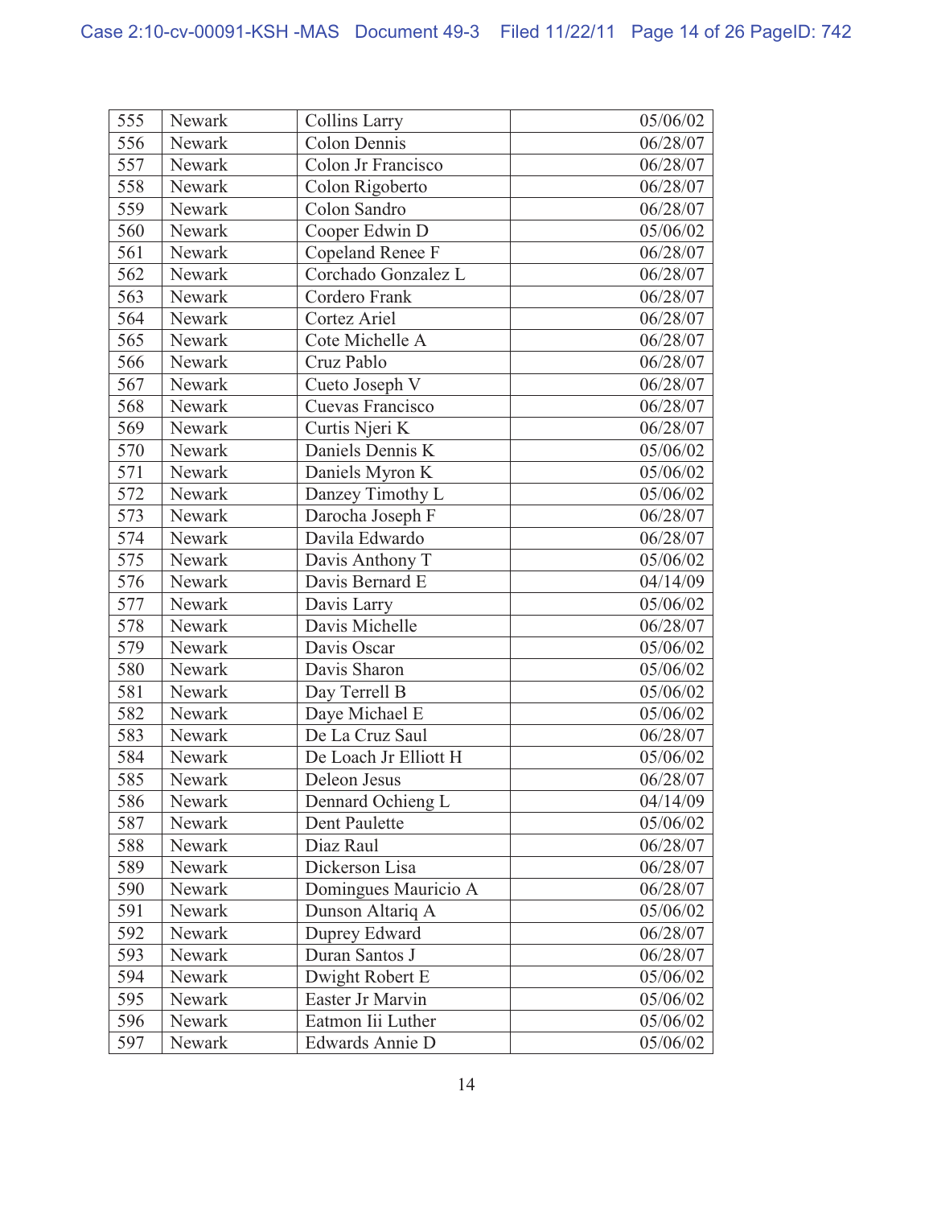| 555 | Newark | Collins Larry | 05/06/02 |
|---|---|---|---|
| 556 | Newark | Colon Dennis | 06/28/07 |
| 557 | Newark | Colon Jr Francisco | 06/28/07 |
| 558 | Newark | Colon Rigoberto | 06/28/07 |
| 559 | Newark | Colon Sandro | 06/28/07 |
| 560 | Newark | Cooper Edwin D | 05/06/02 |
| 561 | Newark | Copeland Renee F | 06/28/07 |
| 562 | Newark | Corchado Gonzalez L | 06/28/07 |
| 563 | Newark | Cordero Frank | 06/28/07 |
| 564 | Newark | Cortez Ariel | 06/28/07 |
| 565 | Newark | Cote Michelle A | 06/28/07 |
| 566 | Newark | Cruz Pablo | 06/28/07 |
| 567 | Newark | Cueto Joseph V | 06/28/07 |
| 568 | Newark | Cuevas Francisco | 06/28/07 |
| 569 | Newark | Curtis Njeri K | 06/28/07 |
| 570 | Newark | Daniels Dennis K | 05/06/02 |
| 571 | Newark | Daniels Myron K | 05/06/02 |
| 572 | Newark | Danzey Timothy L | 05/06/02 |
| 573 | Newark | Darocha Joseph F | 06/28/07 |
| 574 | Newark | Davila Edwardo | 06/28/07 |
| 575 | Newark | Davis Anthony T | 05/06/02 |
| 576 | Newark | Davis Bernard E | 04/14/09 |
| 577 | Newark | Davis Larry | 05/06/02 |
| 578 | Newark | Davis Michelle | 06/28/07 |
| 579 | Newark | Davis Oscar | 05/06/02 |
| 580 | Newark | Davis Sharon | 05/06/02 |
| 581 | Newark | Day Terrell B | 05/06/02 |
| 582 | Newark | Daye Michael E | 05/06/02 |
| 583 | Newark | De La Cruz Saul | 06/28/07 |
| 584 | Newark | De Loach Jr Elliott H | 05/06/02 |
| 585 | Newark | Deleon Jesus | 06/28/07 |
| 586 | Newark | Dennard Ochieng L | 04/14/09 |
| 587 | Newark | Dent Paulette | 05/06/02 |
| 588 | Newark | Diaz Raul | 06/28/07 |
| 589 | Newark | Dickerson Lisa | 06/28/07 |
| 590 | Newark | Domingues Mauricio A | 06/28/07 |
| 591 | Newark | Dunson Altariq A | 05/06/02 |
| 592 | Newark | Duprey Edward | 06/28/07 |
| 593 | Newark | Duran Santos J | 06/28/07 |
| 594 | Newark | Dwight Robert E | 05/06/02 |
| 595 | Newark | Easter Jr Marvin | 05/06/02 |
| 596 | Newark | Eatmon Iii Luther | 05/06/02 |
| 597 | Newark | Edwards Annie D | 05/06/02 |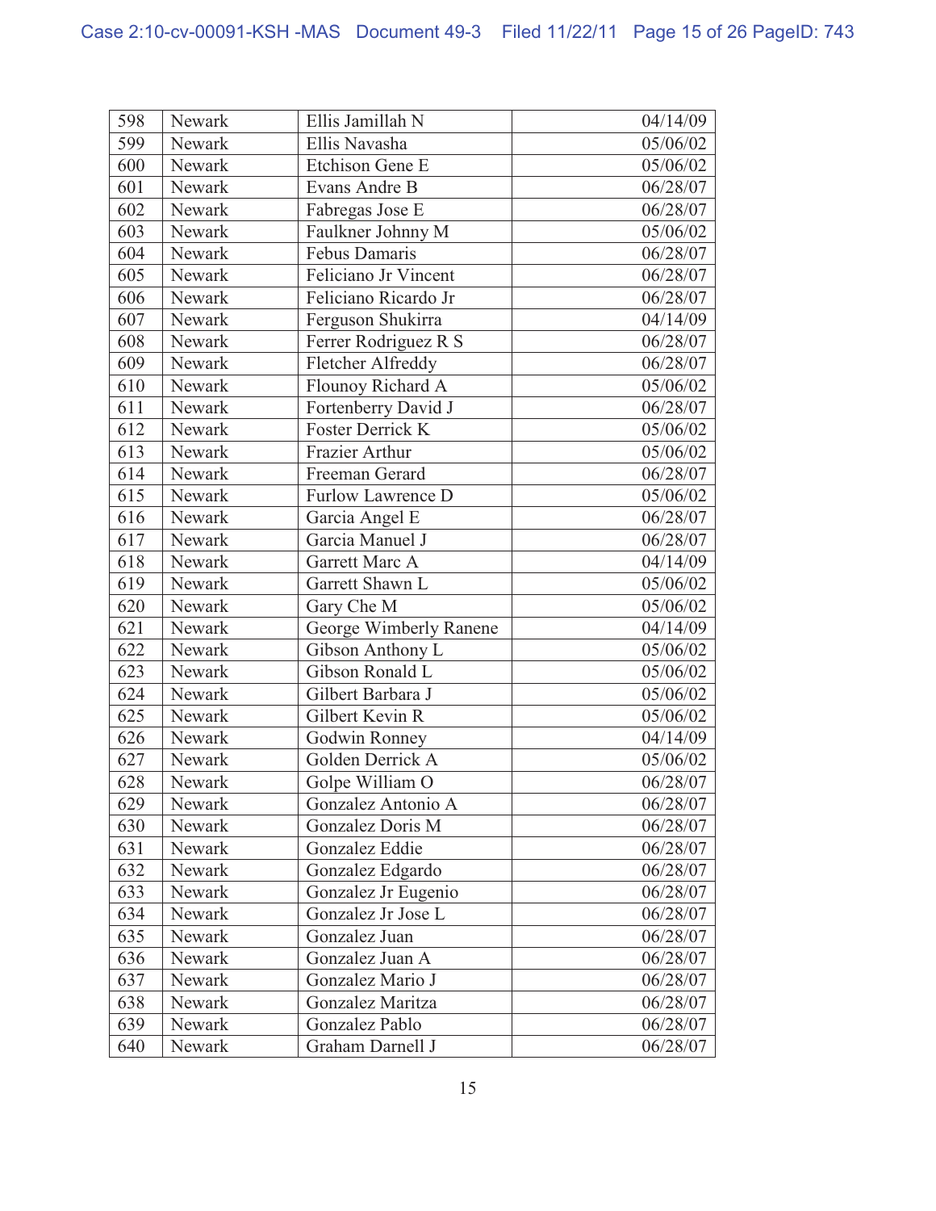| 598 | Newark | Ellis Jamillah N | 04/14/09 |
|---|---|---|---|
| 599 | Newark | Ellis Navasha | 05/06/02 |
| 600 | Newark | Etchison Gene E | 05/06/02 |
| 601 | Newark | Evans Andre B | 06/28/07 |
| 602 | Newark | Fabregas Jose E | 06/28/07 |
| 603 | Newark | Faulkner Johnny M | 05/06/02 |
| 604 | Newark | Febus Damaris | 06/28/07 |
| 605 | Newark | Feliciano Jr Vincent | 06/28/07 |
| 606 | Newark | Feliciano Ricardo Jr | 06/28/07 |
| 607 | Newark | Ferguson Shukirra | 04/14/09 |
| 608 | Newark | Ferrer Rodriguez R S | 06/28/07 |
| 609 | Newark | Fletcher Alfreddy | 06/28/07 |
| 610 | Newark | Flounoy Richard A | 05/06/02 |
| 611 | Newark | Fortenberry David J | 06/28/07 |
| 612 | Newark | Foster Derrick K | 05/06/02 |
| 613 | Newark | Frazier Arthur | 05/06/02 |
| 614 | Newark | Freeman Gerard | 06/28/07 |
| 615 | Newark | Furlow Lawrence D | 05/06/02 |
| 616 | Newark | Garcia Angel E | 06/28/07 |
| 617 | Newark | Garcia Manuel J | 06/28/07 |
| 618 | Newark | Garrett Marc A | 04/14/09 |
| 619 | Newark | Garrett Shawn L | 05/06/02 |
| 620 | Newark | Gary Che M | 05/06/02 |
| 621 | Newark | George Wimberly Ranene | 04/14/09 |
| 622 | Newark | Gibson Anthony L | 05/06/02 |
| 623 | Newark | Gibson Ronald L | 05/06/02 |
| 624 | Newark | Gilbert Barbara J | 05/06/02 |
| 625 | Newark | Gilbert Kevin R | 05/06/02 |
| 626 | Newark | Godwin Ronney | 04/14/09 |
| 627 | Newark | Golden Derrick A | 05/06/02 |
| 628 | Newark | Golpe William O | 06/28/07 |
| 629 | Newark | Gonzalez Antonio A | 06/28/07 |
| 630 | Newark | Gonzalez Doris M | 06/28/07 |
| 631 | Newark | Gonzalez Eddie | 06/28/07 |
| 632 | Newark | Gonzalez Edgardo | 06/28/07 |
| 633 | Newark | Gonzalez Jr Eugenio | 06/28/07 |
| 634 | Newark | Gonzalez Jr Jose L | 06/28/07 |
| 635 | Newark | Gonzalez Juan | 06/28/07 |
| 636 | Newark | Gonzalez Juan A | 06/28/07 |
| 637 | Newark | Gonzalez Mario J | 06/28/07 |
| 638 | Newark | Gonzalez Maritza | 06/28/07 |
| 639 | Newark | Gonzalez Pablo | 06/28/07 |
| 640 | Newark | Graham Darnell J | 06/28/07 |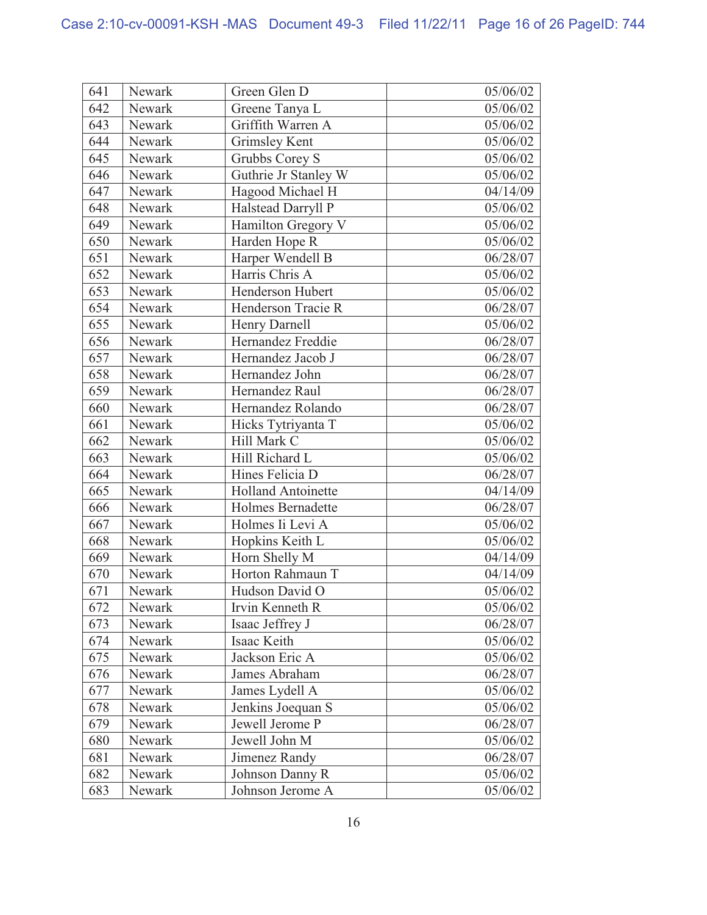| 641 | Newark | Green Glen D | 05/06/02 |
|---|---|---|---|
| 642 | Newark | Greene Tanya L | 05/06/02 |
| 643 | Newark | Griffith Warren A | 05/06/02 |
| 644 | Newark | Grimsley Kent | 05/06/02 |
| 645 | Newark | Grubbs Corey S | 05/06/02 |
| 646 | Newark | Guthrie Jr Stanley W | 05/06/02 |
| 647 | Newark | Hagood Michael H | 04/14/09 |
| 648 | Newark | Halstead Darryll P | 05/06/02 |
| 649 | Newark | Hamilton Gregory V | 05/06/02 |
| 650 | Newark | Harden Hope R | 05/06/02 |
| 651 | Newark | Harper Wendell B | 06/28/07 |
| 652 | Newark | Harris Chris A | 05/06/02 |
| 653 | Newark | Henderson Hubert | 05/06/02 |
| 654 | Newark | Henderson Tracie R | 06/28/07 |
| 655 | Newark | Henry Darnell | 05/06/02 |
| 656 | Newark | Hernandez Freddie | 06/28/07 |
| 657 | Newark | Hernandez Jacob J | 06/28/07 |
| 658 | Newark | Hernandez John | 06/28/07 |
| 659 | Newark | Hernandez Raul | 06/28/07 |
| 660 | Newark | Hernandez Rolando | 06/28/07 |
| 661 | Newark | Hicks Tytriyanta T | 05/06/02 |
| 662 | Newark | Hill Mark C | 05/06/02 |
| 663 | Newark | Hill Richard L | 05/06/02 |
| 664 | Newark | Hines Felicia D | 06/28/07 |
| 665 | Newark | Holland Antoinette | 04/14/09 |
| 666 | Newark | Holmes Bernadette | 06/28/07 |
| 667 | Newark | Holmes Ii Levi A | 05/06/02 |
| 668 | Newark | Hopkins Keith L | 05/06/02 |
| 669 | Newark | Horn Shelly M | 04/14/09 |
| 670 | Newark | Horton Rahmaun T | 04/14/09 |
| 671 | Newark | Hudson David O | 05/06/02 |
| 672 | Newark | Irvin Kenneth R | 05/06/02 |
| 673 | Newark | Isaac Jeffrey J | 06/28/07 |
| 674 | Newark | Isaac Keith | 05/06/02 |
| 675 | Newark | Jackson Eric A | 05/06/02 |
| 676 | Newark | James Abraham | 06/28/07 |
| 677 | Newark | James Lydell A | 05/06/02 |
| 678 | Newark | Jenkins Joequan S | 05/06/02 |
| 679 | Newark | Jewell Jerome P | 06/28/07 |
| 680 | Newark | Jewell John M | 05/06/02 |
| 681 | Newark | Jimenez Randy | 06/28/07 |
| 682 | Newark | Johnson Danny R | 05/06/02 |
| 683 | Newark | Johnson Jerome A | 05/06/02 |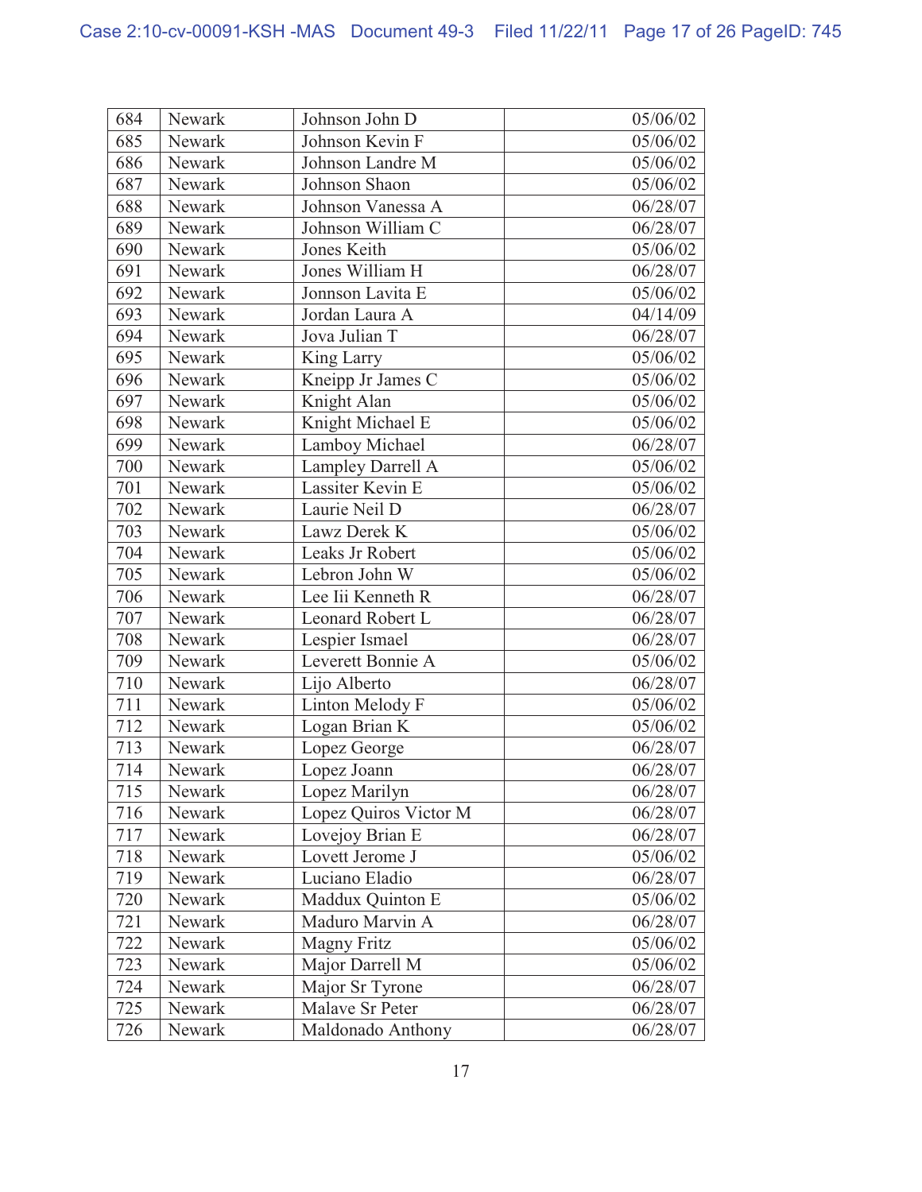| 684 | Newark | Johnson John D | 05/06/02 |
|---|---|---|---|
| 685 | Newark | Johnson Kevin F | 05/06/02 |
| 686 | Newark | Johnson Landre M | 05/06/02 |
| 687 | Newark | Johnson Shaon | 05/06/02 |
| 688 | Newark | Johnson Vanessa A | 06/28/07 |
| 689 | Newark | Johnson William C | 06/28/07 |
| 690 | Newark | Jones Keith | 05/06/02 |
| 691 | Newark | Jones William H | 06/28/07 |
| 692 | Newark | Jonnson Lavita E | 05/06/02 |
| 693 | Newark | Jordan Laura A | 04/14/09 |
| 694 | Newark | Jova Julian T | 06/28/07 |
| 695 | Newark | King Larry | 05/06/02 |
| 696 | Newark | Kneipp Jr James C | 05/06/02 |
| 697 | Newark | Knight Alan | 05/06/02 |
| 698 | Newark | Knight Michael E | 05/06/02 |
| 699 | Newark | Lamboy Michael | 06/28/07 |
| 700 | Newark | Lampley Darrell A | 05/06/02 |
| 701 | Newark | Lassiter Kevin E | 05/06/02 |
| 702 | Newark | Laurie Neil D | 06/28/07 |
| 703 | Newark | Lawz Derek K | 05/06/02 |
| 704 | Newark | Leaks Jr Robert | 05/06/02 |
| 705 | Newark | Lebron John W | 05/06/02 |
| 706 | Newark | Lee Iii Kenneth R | 06/28/07 |
| 707 | Newark | Leonard Robert L | 06/28/07 |
| 708 | Newark | Lespier Ismael | 06/28/07 |
| 709 | Newark | Leverett Bonnie A | 05/06/02 |
| 710 | Newark | Lijo Alberto | 06/28/07 |
| 711 | Newark | Linton Melody F | 05/06/02 |
| 712 | Newark | Logan Brian K | 05/06/02 |
| 713 | Newark | Lopez George | 06/28/07 |
| 714 | Newark | Lopez Joann | 06/28/07 |
| 715 | Newark | Lopez Marilyn | 06/28/07 |
| 716 | Newark | Lopez Quiros Victor M | 06/28/07 |
| 717 | Newark | Lovejoy Brian E | 06/28/07 |
| 718 | Newark | Lovett Jerome J | 05/06/02 |
| 719 | Newark | Luciano Eladio | 06/28/07 |
| 720 | Newark | Maddux Quinton E | 05/06/02 |
| 721 | Newark | Maduro Marvin A | 06/28/07 |
| 722 | Newark | Magny Fritz | 05/06/02 |
| 723 | Newark | Major Darrell M | 05/06/02 |
| 724 | Newark | Major Sr Tyrone | 06/28/07 |
| 725 | Newark | Malave Sr Peter | 06/28/07 |
| 726 | Newark | Maldonado Anthony | 06/28/07 |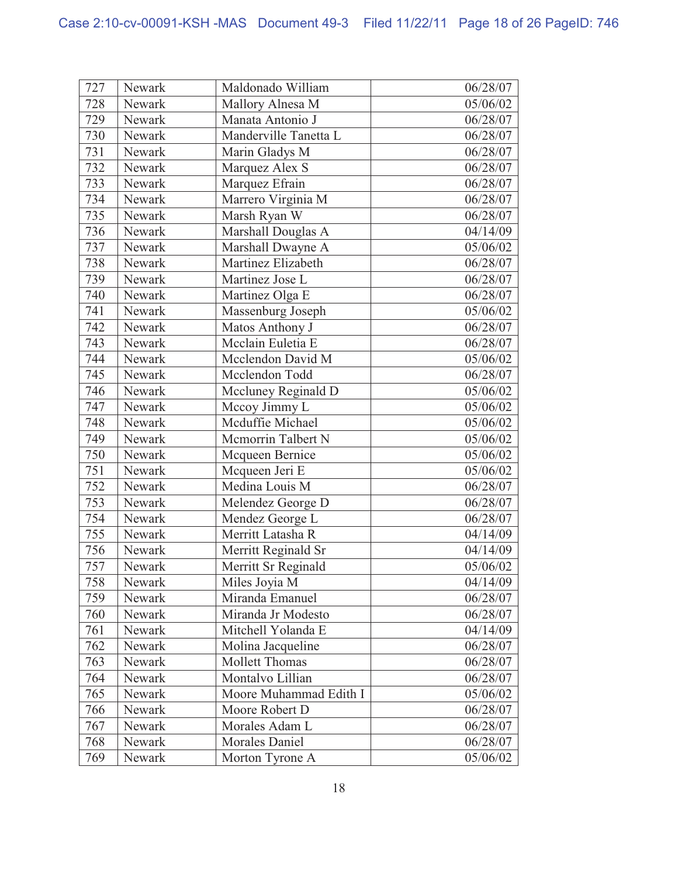| 727 | Newark | Maldonado William | 06/28/07 |
|---|---|---|---|
| 728 | Newark | Mallory Alnesa M | 05/06/02 |
| 729 | Newark | Manata Antonio J | 06/28/07 |
| 730 | Newark | Manderville Tanetta L | 06/28/07 |
| 731 | Newark | Marin Gladys M | 06/28/07 |
| 732 | Newark | Marquez Alex S | 06/28/07 |
| 733 | Newark | Marquez Efrain | 06/28/07 |
| 734 | Newark | Marrero Virginia M | 06/28/07 |
| 735 | Newark | Marsh Ryan W | 06/28/07 |
| 736 | Newark | Marshall Douglas A | 04/14/09 |
| 737 | Newark | Marshall Dwayne A | 05/06/02 |
| 738 | Newark | Martinez Elizabeth | 06/28/07 |
| 739 | Newark | Martinez Jose L | 06/28/07 |
| 740 | Newark | Martinez Olga E | 06/28/07 |
| 741 | Newark | Massenburg Joseph | 05/06/02 |
| 742 | Newark | Matos Anthony J | 06/28/07 |
| 743 | Newark | Mcclain Euletia E | 06/28/07 |
| 744 | Newark | Mcclendon David M | 05/06/02 |
| 745 | Newark | Mcclendon Todd | 06/28/07 |
| 746 | Newark | Mccluney Reginald D | 05/06/02 |
| 747 | Newark | Mccoy Jimmy L | 05/06/02 |
| 748 | Newark | Mcduffie Michael | 05/06/02 |
| 749 | Newark | Mcmorrin Talbert N | 05/06/02 |
| 750 | Newark | Mcqueen Bernice | 05/06/02 |
| 751 | Newark | Mcqueen Jeri E | 05/06/02 |
| 752 | Newark | Medina Louis M | 06/28/07 |
| 753 | Newark | Melendez George D | 06/28/07 |
| 754 | Newark | Mendez George L | 06/28/07 |
| 755 | Newark | Merritt Latasha R | 04/14/09 |
| 756 | Newark | Merritt Reginald Sr | 04/14/09 |
| 757 | Newark | Merritt Sr Reginald | 05/06/02 |
| 758 | Newark | Miles Joyia M | 04/14/09 |
| 759 | Newark | Miranda Emanuel | 06/28/07 |
| 760 | Newark | Miranda Jr Modesto | 06/28/07 |
| 761 | Newark | Mitchell Yolanda E | 04/14/09 |
| 762 | Newark | Molina Jacqueline | 06/28/07 |
| 763 | Newark | Mollett Thomas | 06/28/07 |
| 764 | Newark | Montalvo Lillian | 06/28/07 |
| 765 | Newark | Moore Muhammad Edith I | 05/06/02 |
| 766 | Newark | Moore Robert D | 06/28/07 |
| 767 | Newark | Morales Adam L | 06/28/07 |
| 768 | Newark | Morales Daniel | 06/28/07 |
| 769 | Newark | Morton Tyrone A | 05/06/02 |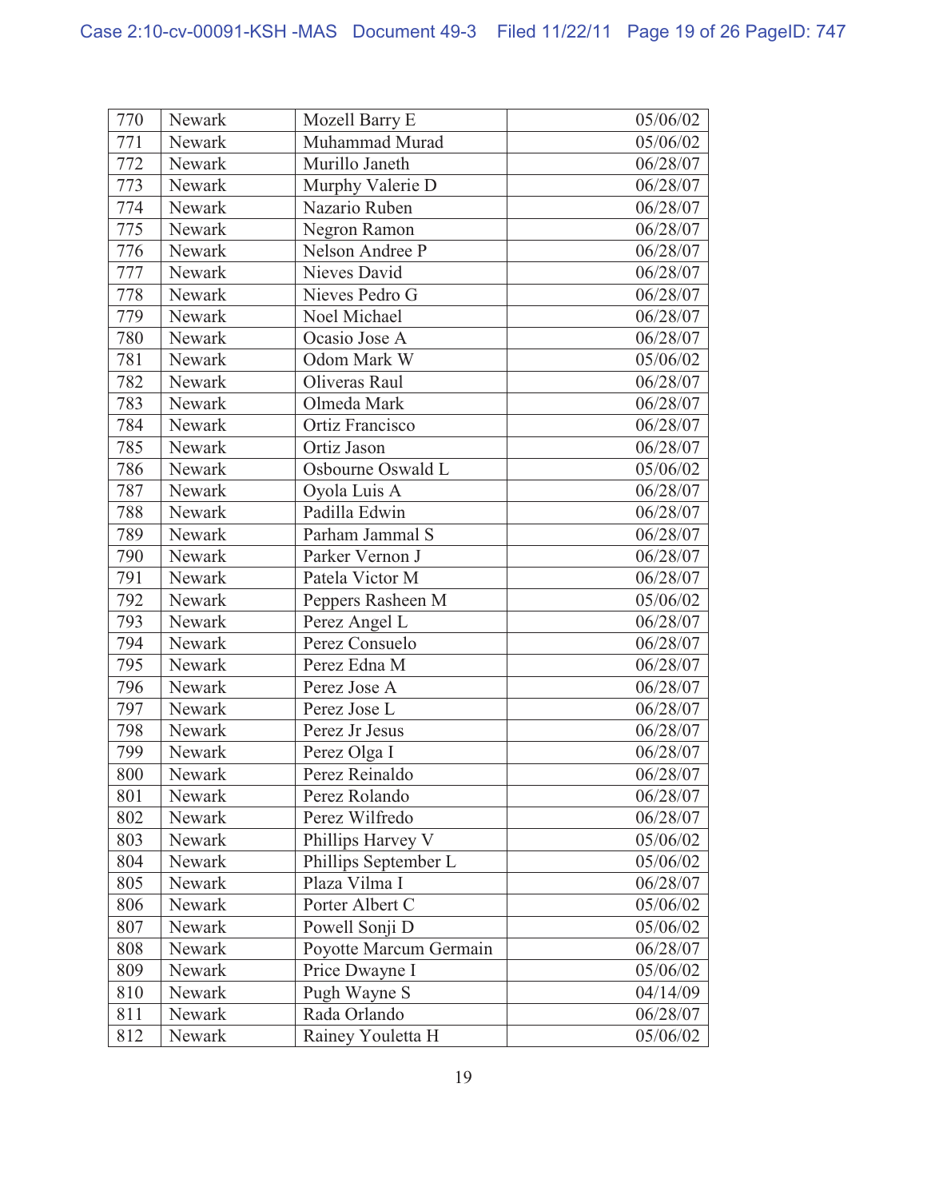| 770 | Newark | Mozell Barry E | 05/06/02 |
|---|---|---|---|
| 771 | Newark | Muhammad Murad | 05/06/02 |
| 772 | Newark | Murillo Janeth | 06/28/07 |
| 773 | Newark | Murphy Valerie D | 06/28/07 |
| 774 | Newark | Nazario Ruben | 06/28/07 |
| 775 | Newark | Negron Ramon | 06/28/07 |
| 776 | Newark | Nelson Andree P | 06/28/07 |
| 777 | Newark | Nieves David | 06/28/07 |
| 778 | Newark | Nieves Pedro G | 06/28/07 |
| 779 | Newark | Noel Michael | 06/28/07 |
| 780 | Newark | Ocasio Jose A | 06/28/07 |
| 781 | Newark | Odom Mark W | 05/06/02 |
| 782 | Newark | Oliveras Raul | 06/28/07 |
| 783 | Newark | Olmeda Mark | 06/28/07 |
| 784 | Newark | Ortiz Francisco | 06/28/07 |
| 785 | Newark | Ortiz Jason | 06/28/07 |
| 786 | Newark | Osbourne Oswald L | 05/06/02 |
| 787 | Newark | Oyola Luis A | 06/28/07 |
| 788 | Newark | Padilla Edwin | 06/28/07 |
| 789 | Newark | Parham Jammal S | 06/28/07 |
| 790 | Newark | Parker Vernon J | 06/28/07 |
| 791 | Newark | Patela Victor M | 06/28/07 |
| 792 | Newark | Peppers Rasheen M | 05/06/02 |
| 793 | Newark | Perez Angel L | 06/28/07 |
| 794 | Newark | Perez Consuelo | 06/28/07 |
| 795 | Newark | Perez Edna M | 06/28/07 |
| 796 | Newark | Perez Jose A | 06/28/07 |
| 797 | Newark | Perez Jose L | 06/28/07 |
| 798 | Newark | Perez Jr Jesus | 06/28/07 |
| 799 | Newark | Perez Olga I | 06/28/07 |
| 800 | Newark | Perez Reinaldo | 06/28/07 |
| 801 | Newark | Perez Rolando | 06/28/07 |
| 802 | Newark | Perez Wilfredo | 06/28/07 |
| 803 | Newark | Phillips Harvey V | 05/06/02 |
| 804 | Newark | Phillips September L | 05/06/02 |
| 805 | Newark | Plaza Vilma I | 06/28/07 |
| 806 | Newark | Porter Albert C | 05/06/02 |
| 807 | Newark | Powell Sonji D | 05/06/02 |
| 808 | Newark | Poyotte Marcum Germain | 06/28/07 |
| 809 | Newark | Price Dwayne I | 05/06/02 |
| 810 | Newark | Pugh Wayne S | 04/14/09 |
| 811 | Newark | Rada Orlando | 06/28/07 |
| 812 | Newark | Rainey Youletta H | 05/06/02 |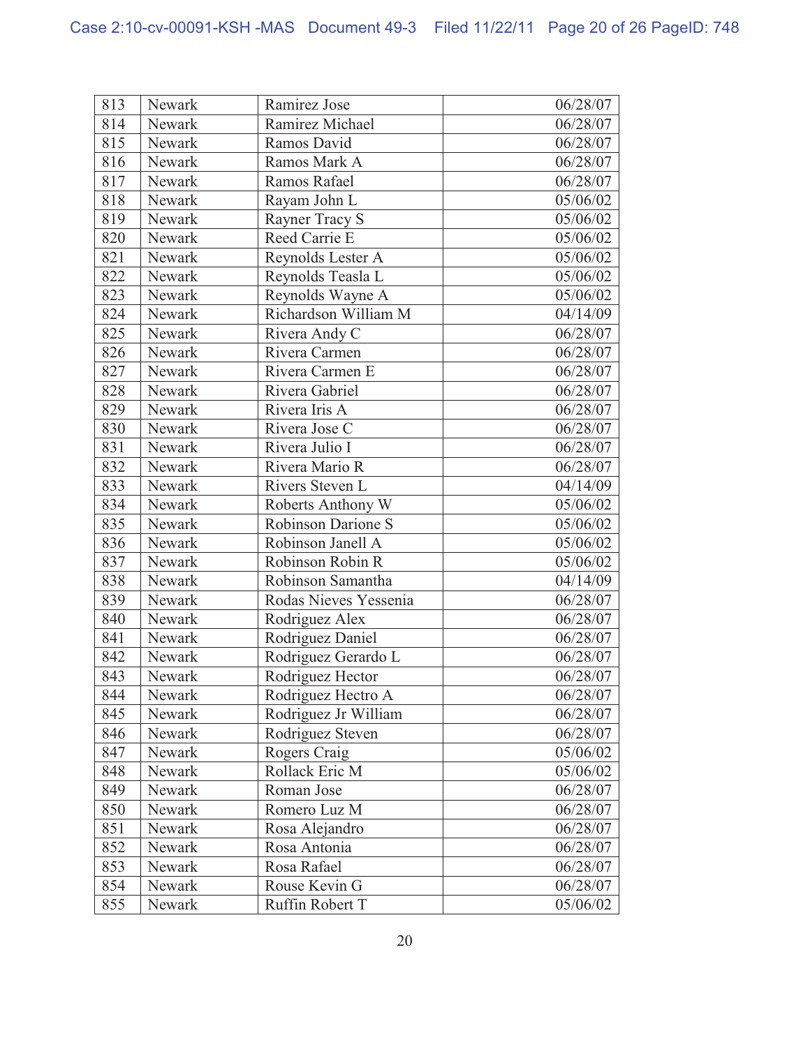| 813 | Newark | Ramirez Jose | 06/28/07 |
|---|---|---|---|
| 814 | Newark | Ramirez Michael | 06/28/07 |
| 815 | Newark | Ramos David | 06/28/07 |
| 816 | Newark | Ramos Mark A | 06/28/07 |
| 817 | Newark | Ramos Rafael | 06/28/07 |
| 818 | Newark | Rayam John L | 05/06/02 |
| 819 | Newark | Rayner Tracy S | 05/06/02 |
| 820 | Newark | Reed Carrie E | 05/06/02 |
| 821 | Newark | Reynolds Lester A | 05/06/02 |
| 822 | Newark | Reynolds Teasla L | 05/06/02 |
| 823 | Newark | Reynolds Wayne A | 05/06/02 |
| 824 | Newark | Richardson William M | 04/14/09 |
| 825 | Newark | Rivera Andy C | 06/28/07 |
| 826 | Newark | Rivera Carmen | 06/28/07 |
| 827 | Newark | Rivera Carmen E | 06/28/07 |
| 828 | Newark | Rivera Gabriel | 06/28/07 |
| 829 | Newark | Rivera Iris A | 06/28/07 |
| 830 | Newark | Rivera Jose C | 06/28/07 |
| 831 | Newark | Rivera Julio I | 06/28/07 |
| 832 | Newark | Rivera Mario R | 06/28/07 |
| 833 | Newark | Rivers Steven L | 04/14/09 |
| 834 | Newark | Roberts Anthony W | 05/06/02 |
| 835 | Newark | Robinson Darione S | 05/06/02 |
| 836 | Newark | Robinson Janell A | 05/06/02 |
| 837 | Newark | Robinson Robin R | 05/06/02 |
| 838 | Newark | Robinson Samantha | 04/14/09 |
| 839 | Newark | Rodas Nieves Yessenia | 06/28/07 |
| 840 | Newark | Rodriguez Alex | 06/28/07 |
| 841 | Newark | Rodriguez Daniel | 06/28/07 |
| 842 | Newark | Rodriguez Gerardo L | 06/28/07 |
| 843 | Newark | Rodriguez Hector | 06/28/07 |
| 844 | Newark | Rodriguez Hectro A | 06/28/07 |
| 845 | Newark | Rodriguez Jr William | 06/28/07 |
| 846 | Newark | Rodriguez Steven | 06/28/07 |
| 847 | Newark | Rogers Craig | 05/06/02 |
| 848 | Newark | Rollack Eric M | 05/06/02 |
| 849 | Newark | Roman Jose | 06/28/07 |
| 850 | Newark | Romero Luz M | 06/28/07 |
| 851 | Newark | Rosa Alejandro | 06/28/07 |
| 852 | Newark | Rosa Antonia | 06/28/07 |
| 853 | Newark | Rosa Rafael | 06/28/07 |
| 854 | Newark | Rouse Kevin G | 06/28/07 |
| 855 | Newark | Ruffin Robert T | 05/06/02 |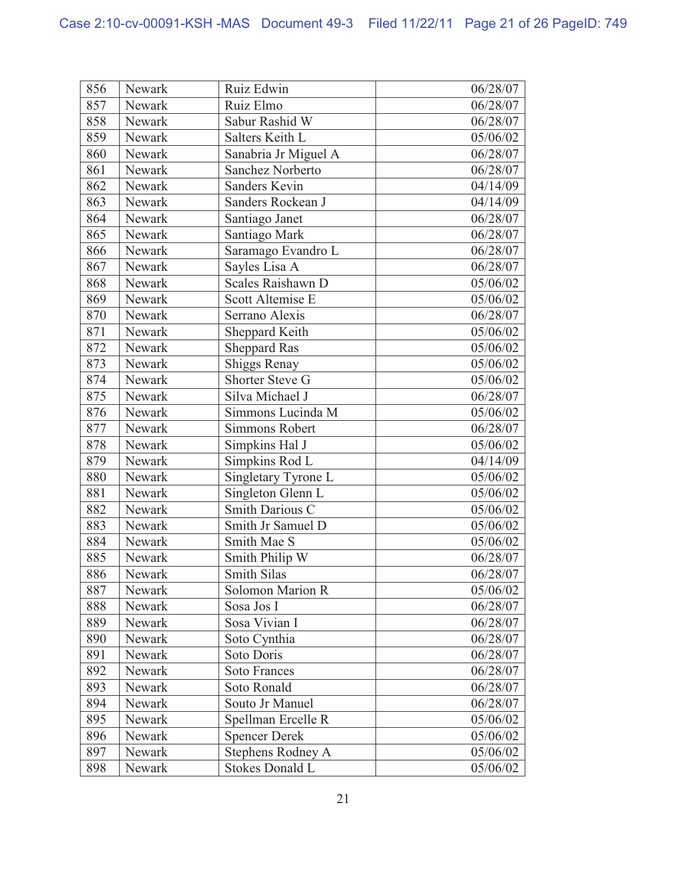| 856 | Newark | Ruiz Edwin | 06/28/07 |
|---|---|---|---|
| 857 | Newark | Ruiz Elmo | 06/28/07 |
| 858 | Newark | Sabur Rashid W | 06/28/07 |
| 859 | Newark | Salters Keith L | 05/06/02 |
| 860 | Newark | Sanabria Jr Miguel A | 06/28/07 |
| 861 | Newark | Sanchez Norberto | 06/28/07 |
| 862 | Newark | Sanders Kevin | 04/14/09 |
| 863 | Newark | Sanders Rockean J | 04/14/09 |
| 864 | Newark | Santiago Janet | 06/28/07 |
| 865 | Newark | Santiago Mark | 06/28/07 |
| 866 | Newark | Saramago Evandro L | 06/28/07 |
| 867 | Newark | Sayles Lisa A | 06/28/07 |
| 868 | Newark | Scales Raishawn D | 05/06/02 |
| 869 | Newark | Scott Altemise E | 05/06/02 |
| 870 | Newark | Serrano Alexis | 06/28/07 |
| 871 | Newark | Sheppard Keith | 05/06/02 |
| 872 | Newark | Sheppard Ras | 05/06/02 |
| 873 | Newark | Shiggs Renay | 05/06/02 |
| 874 | Newark | Shorter Steve G | 05/06/02 |
| 875 | Newark | Silva Michael J | 06/28/07 |
| 876 | Newark | Simmons Lucinda M | 05/06/02 |
| 877 | Newark | Simmons Robert | 06/28/07 |
| 878 | Newark | Simpkins Hal J | 05/06/02 |
| 879 | Newark | Simpkins Rod L | 04/14/09 |
| 880 | Newark | Singletary Tyrone L | 05/06/02 |
| 881 | Newark | Singleton Glenn L | 05/06/02 |
| 882 | Newark | Smith Darious C | 05/06/02 |
| 883 | Newark | Smith Jr Samuel D | 05/06/02 |
| 884 | Newark | Smith Mae S | 05/06/02 |
| 885 | Newark | Smith Philip W | 06/28/07 |
| 886 | Newark | Smith Silas | 06/28/07 |
| 887 | Newark | Solomon Marion R | 05/06/02 |
| 888 | Newark | Sosa Jos I | 06/28/07 |
| 889 | Newark | Sosa Vivian I | 06/28/07 |
| 890 | Newark | Soto Cynthia | 06/28/07 |
| 891 | Newark | Soto Doris | 06/28/07 |
| 892 | Newark | Soto Frances | 06/28/07 |
| 893 | Newark | Soto Ronald | 06/28/07 |
| 894 | Newark | Souto Jr Manuel | 06/28/07 |
| 895 | Newark | Spellman Ercelle R | 05/06/02 |
| 896 | Newark | Spencer Derek | 05/06/02 |
| 897 | Newark | Stephens Rodney A | 05/06/02 |
| 898 | Newark | Stokes Donald L | 05/06/02 |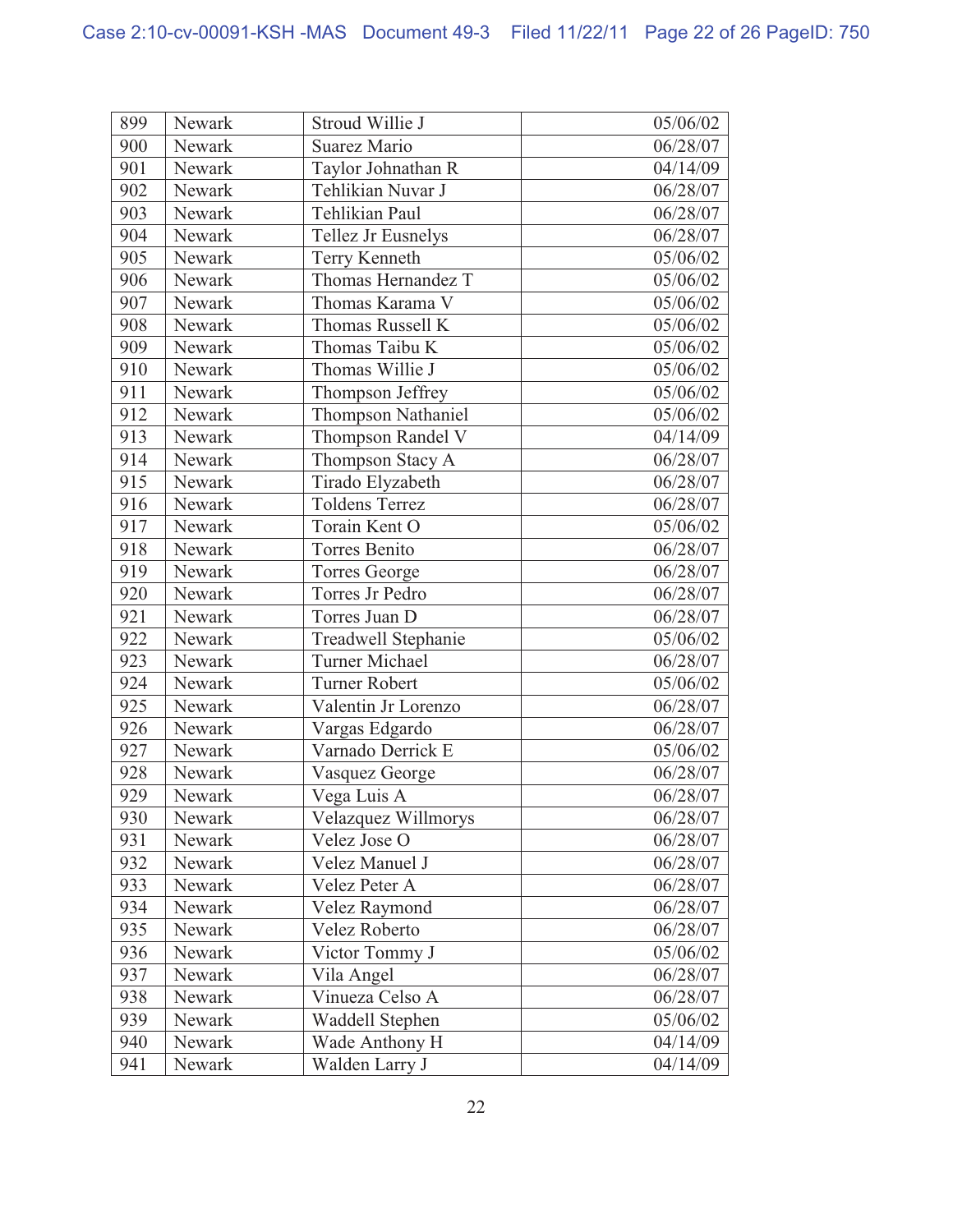| 899 | Newark | Stroud Willie J | 05/06/02 |
|---|---|---|---|
| 900 | Newark | Suarez Mario | 06/28/07 |
| 901 | Newark | Taylor Johnathan R | 04/14/09 |
| 902 | Newark | Tehlikian Nuvar J | 06/28/07 |
| 903 | Newark | Tehlikian Paul | 06/28/07 |
| 904 | Newark | Tellez Jr Eusnelys | 06/28/07 |
| 905 | Newark | Terry Kenneth | 05/06/02 |
| 906 | Newark | Thomas Hernandez T | 05/06/02 |
| 907 | Newark | Thomas Karama V | 05/06/02 |
| 908 | Newark | Thomas Russell K | 05/06/02 |
| 909 | Newark | Thomas Taibu K | 05/06/02 |
| 910 | Newark | Thomas Willie J | 05/06/02 |
| 911 | Newark | Thompson Jeffrey | 05/06/02 |
| 912 | Newark | Thompson Nathaniel | 05/06/02 |
| 913 | Newark | Thompson Randel V | 04/14/09 |
| 914 | Newark | Thompson Stacy A | 06/28/07 |
| 915 | Newark | Tirado Elyzabeth | 06/28/07 |
| 916 | Newark | Toldens Terrez | 06/28/07 |
| 917 | Newark | Torain Kent O | 05/06/02 |
| 918 | Newark | Torres Benito | 06/28/07 |
| 919 | Newark | Torres George | 06/28/07 |
| 920 | Newark | Torres Jr Pedro | 06/28/07 |
| 921 | Newark | Torres Juan D | 06/28/07 |
| 922 | Newark | Treadwell Stephanie | 05/06/02 |
| 923 | Newark | Turner Michael | 06/28/07 |
| 924 | Newark | Turner Robert | 05/06/02 |
| 925 | Newark | Valentin Jr Lorenzo | 06/28/07 |
| 926 | Newark | Vargas Edgardo | 06/28/07 |
| 927 | Newark | Varnado Derrick E | 05/06/02 |
| 928 | Newark | Vasquez George | 06/28/07 |
| 929 | Newark | Vega Luis A | 06/28/07 |
| 930 | Newark | Velazquez Willmorys | 06/28/07 |
| 931 | Newark | Velez Jose O | 06/28/07 |
| 932 | Newark | Velez Manuel J | 06/28/07 |
| 933 | Newark | Velez Peter A | 06/28/07 |
| 934 | Newark | Velez Raymond | 06/28/07 |
| 935 | Newark | Velez Roberto | 06/28/07 |
| 936 | Newark | Victor Tommy J | 05/06/02 |
| 937 | Newark | Vila Angel | 06/28/07 |
| 938 | Newark | Vinueza Celso A | 06/28/07 |
| 939 | Newark | Waddell Stephen | 05/06/02 |
| 940 | Newark | Wade Anthony H | 04/14/09 |
| 941 | Newark | Walden Larry J | 04/14/09 |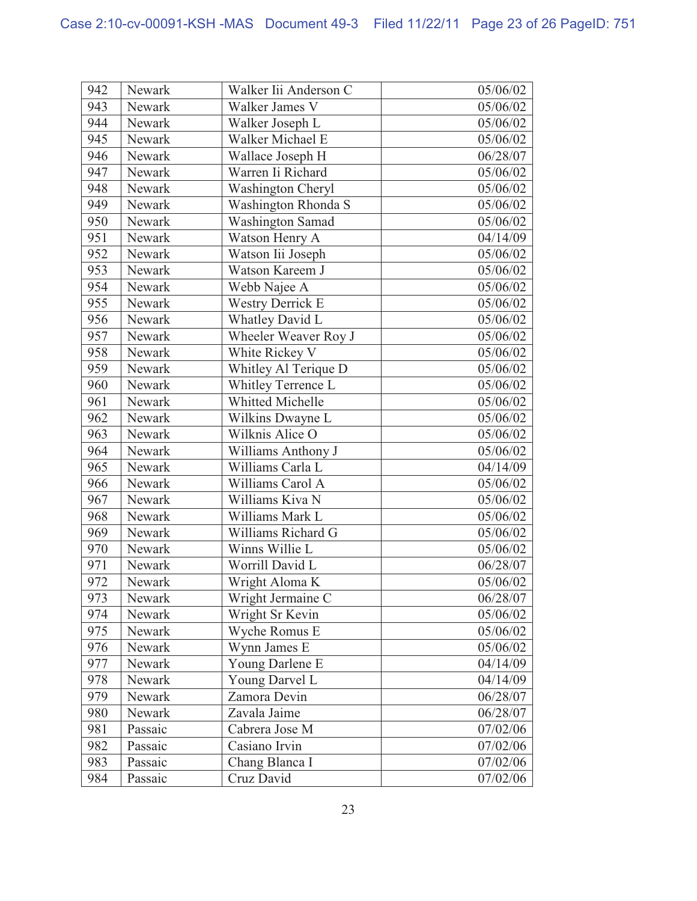| 942 | Newark | Walker Iii Anderson C | 05/06/02 |
|---|---|---|---|
| 943 | Newark | Walker James V | 05/06/02 |
| 944 | Newark | Walker Joseph L | 05/06/02 |
| 945 | Newark | Walker Michael E | 05/06/02 |
| 946 | Newark | Wallace Joseph H | 06/28/07 |
| 947 | Newark | Warren Ii Richard | 05/06/02 |
| 948 | Newark | Washington Cheryl | 05/06/02 |
| 949 | Newark | Washington Rhonda S | 05/06/02 |
| 950 | Newark | Washington Samad | 05/06/02 |
| 951 | Newark | Watson Henry A | 04/14/09 |
| 952 | Newark | Watson Iii Joseph | 05/06/02 |
| 953 | Newark | Watson Kareem J | 05/06/02 |
| 954 | Newark | Webb Najee A | 05/06/02 |
| 955 | Newark | Westry Derrick E | 05/06/02 |
| 956 | Newark | Whatley David L | 05/06/02 |
| 957 | Newark | Wheeler Weaver Roy J | 05/06/02 |
| 958 | Newark | White Rickey V | 05/06/02 |
| 959 | Newark | Whitley Al Terique D | 05/06/02 |
| 960 | Newark | Whitley Terrence L | 05/06/02 |
| 961 | Newark | Whitted Michelle | 05/06/02 |
| 962 | Newark | Wilkins Dwayne L | 05/06/02 |
| 963 | Newark | Wilknis Alice O | 05/06/02 |
| 964 | Newark | Williams Anthony J | 05/06/02 |
| 965 | Newark | Williams Carla L | 04/14/09 |
| 966 | Newark | Williams Carol A | 05/06/02 |
| 967 | Newark | Williams Kiva N | 05/06/02 |
| 968 | Newark | Williams Mark L | 05/06/02 |
| 969 | Newark | Williams Richard G | 05/06/02 |
| 970 | Newark | Winns Willie L | 05/06/02 |
| 971 | Newark | Worrill David L | 06/28/07 |
| 972 | Newark | Wright Aloma K | 05/06/02 |
| 973 | Newark | Wright Jermaine C | 06/28/07 |
| 974 | Newark | Wright Sr Kevin | 05/06/02 |
| 975 | Newark | Wyche Romus E | 05/06/02 |
| 976 | Newark | Wynn James E | 05/06/02 |
| 977 | Newark | Young Darlene E | 04/14/09 |
| 978 | Newark | Young Darvel L | 04/14/09 |
| 979 | Newark | Zamora Devin | 06/28/07 |
| 980 | Newark | Zavala Jaime | 06/28/07 |
| 981 | Passaic | Cabrera Jose M | 07/02/06 |
| 982 | Passaic | Casiano Irvin | 07/02/06 |
| 983 | Passaic | Chang Blanca I | 07/02/06 |
| 984 | Passaic | Cruz David | 07/02/06 |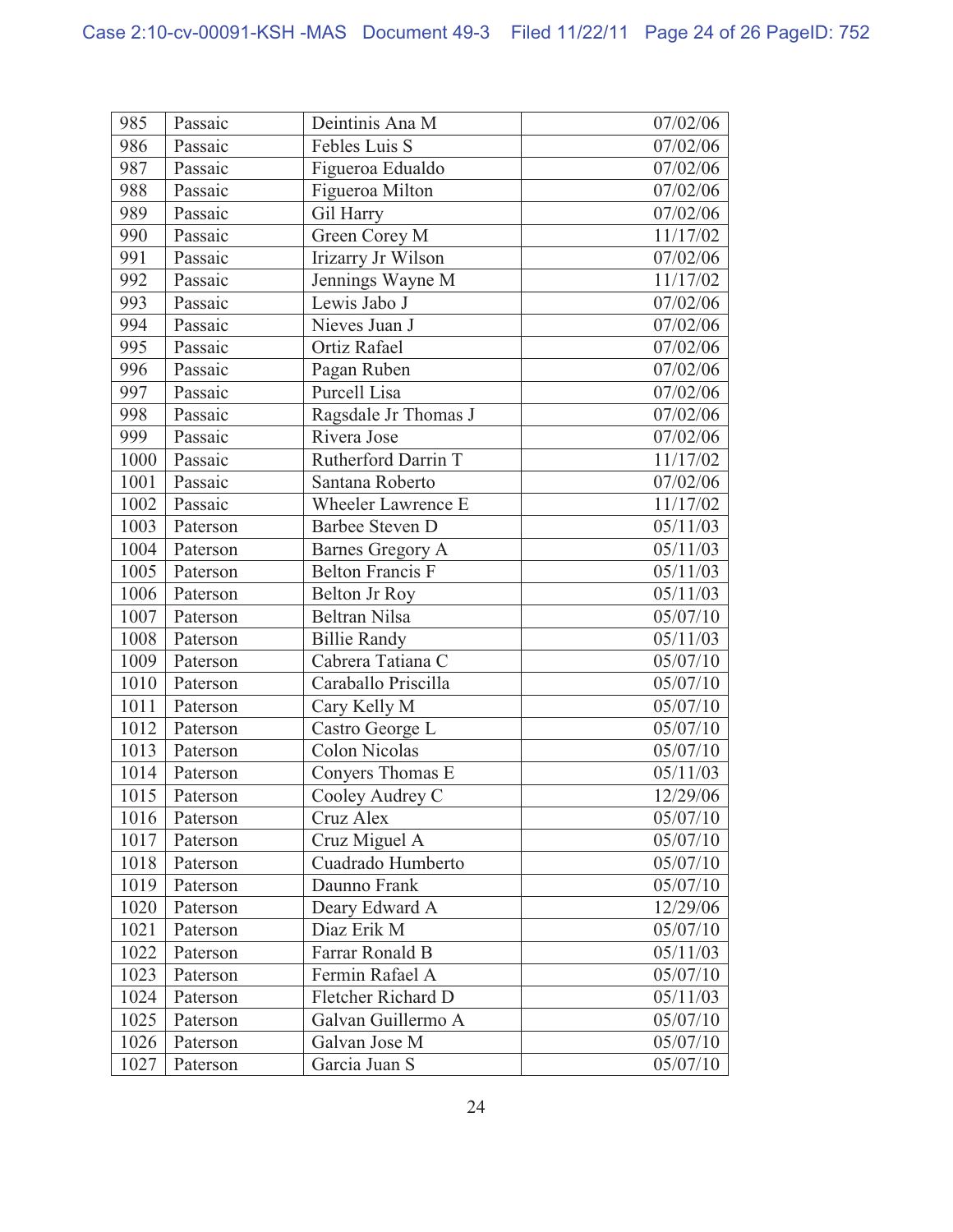| 985 | Passaic | Deintinis Ana M | 07/02/06 |
|---|---|---|---|
| 986 | Passaic | Febles Luis S | 07/02/06 |
| 987 | Passaic | Figueroa Edualdo | 07/02/06 |
| 988 | Passaic | Figueroa Milton | 07/02/06 |
| 989 | Passaic | Gil Harry | 07/02/06 |
| 990 | Passaic | Green Corey M | 11/17/02 |
| 991 | Passaic | Irizarry Jr Wilson | 07/02/06 |
| 992 | Passaic | Jennings Wayne M | 11/17/02 |
| 993 | Passaic | Lewis Jabo J | 07/02/06 |
| 994 | Passaic | Nieves Juan J | 07/02/06 |
| 995 | Passaic | Ortiz Rafael | 07/02/06 |
| 996 | Passaic | Pagan Ruben | 07/02/06 |
| 997 | Passaic | Purcell Lisa | 07/02/06 |
| 998 | Passaic | Ragsdale Jr Thomas J | 07/02/06 |
| 999 | Passaic | Rivera Jose | 07/02/06 |
| 1000 | Passaic | Rutherford Darrin T | 11/17/02 |
| 1001 | Passaic | Santana Roberto | 07/02/06 |
| 1002 | Passaic | Wheeler Lawrence E | 11/17/02 |
| 1003 | Paterson | Barbee Steven D | 05/11/03 |
| 1004 | Paterson | Barnes Gregory A | 05/11/03 |
| 1005 | Paterson | Belton Francis F | 05/11/03 |
| 1006 | Paterson | Belton Jr Roy | 05/11/03 |
| 1007 | Paterson | Beltran Nilsa | 05/07/10 |
| 1008 | Paterson | Billie Randy | 05/11/03 |
| 1009 | Paterson | Cabrera Tatiana C | 05/07/10 |
| 1010 | Paterson | Caraballo Priscilla | 05/07/10 |
| 1011 | Paterson | Cary Kelly M | 05/07/10 |
| 1012 | Paterson | Castro George L | 05/07/10 |
| 1013 | Paterson | Colon Nicolas | 05/07/10 |
| 1014 | Paterson | Conyers Thomas E | 05/11/03 |
| 1015 | Paterson | Cooley Audrey C | 12/29/06 |
| 1016 | Paterson | Cruz Alex | 05/07/10 |
| 1017 | Paterson | Cruz Miguel A | 05/07/10 |
| 1018 | Paterson | Cuadrado Humberto | 05/07/10 |
| 1019 | Paterson | Daunno Frank | 05/07/10 |
| 1020 | Paterson | Deary Edward A | 12/29/06 |
| 1021 | Paterson | Diaz Erik M | 05/07/10 |
| 1022 | Paterson | Farrar Ronald B | 05/11/03 |
| 1023 | Paterson | Fermin Rafael A | 05/07/10 |
| 1024 | Paterson | Fletcher Richard D | 05/11/03 |
| 1025 | Paterson | Galvan Guillermo A | 05/07/10 |
| 1026 | Paterson | Galvan Jose M | 05/07/10 |
| 1027 | Paterson | Garcia Juan S | 05/07/10 |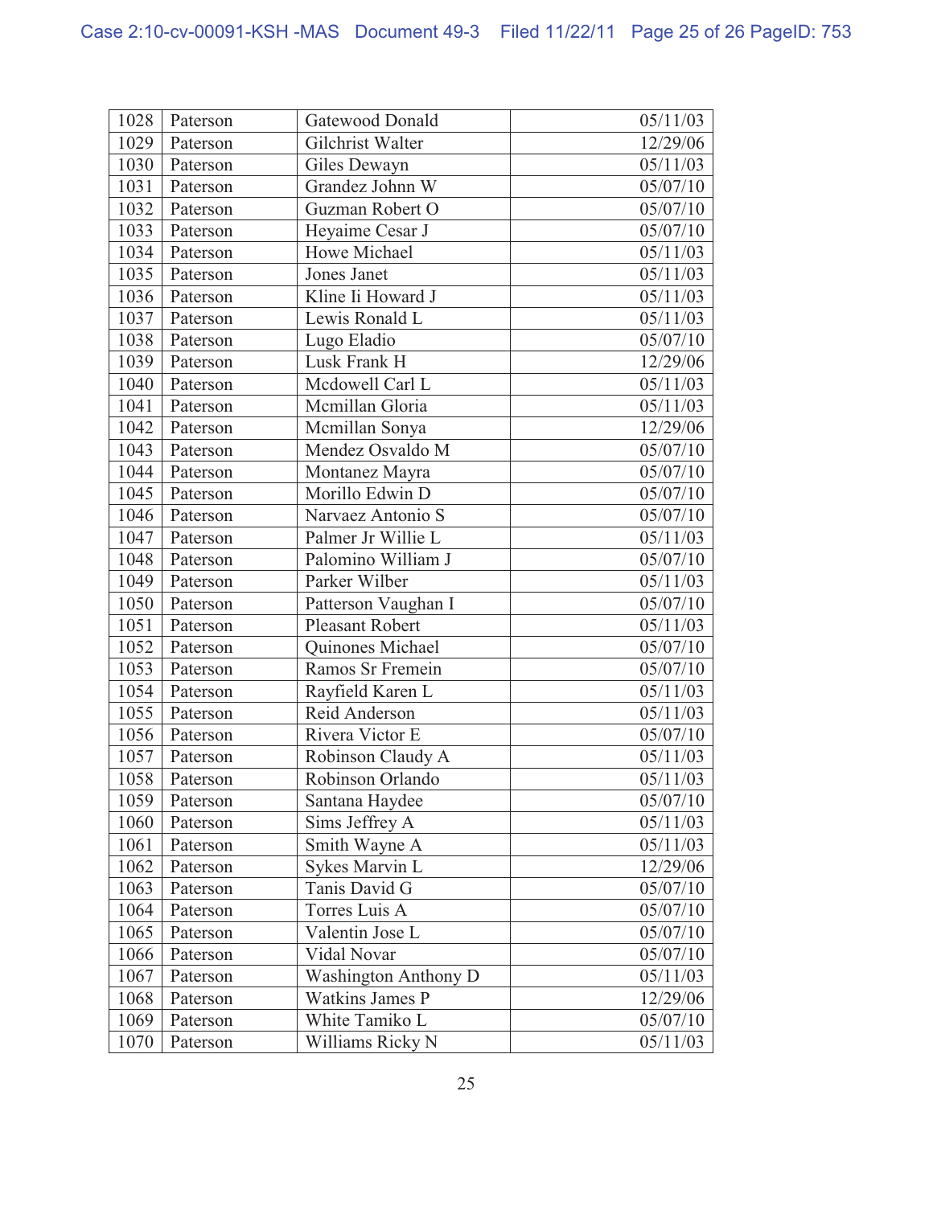| 1028 | Paterson | Gatewood Donald | 05/11/03 |
|---|---|---|---|
| 1029 | Paterson | Gilchrist Walter | 12/29/06 |
| 1030 | Paterson | Giles Dewayn | 05/11/03 |
| 1031 | Paterson | Grandez Johnn W | 05/07/10 |
| 1032 | Paterson | Guzman Robert O | 05/07/10 |
| 1033 | Paterson | Heyaime Cesar J | 05/07/10 |
| 1034 | Paterson | Howe Michael | 05/11/03 |
| 1035 | Paterson | Jones Janet | 05/11/03 |
| 1036 | Paterson | Kline Ii Howard J | 05/11/03 |
| 1037 | Paterson | Lewis Ronald L | 05/11/03 |
| 1038 | Paterson | Lugo Eladio | 05/07/10 |
| 1039 | Paterson | Lusk Frank H | 12/29/06 |
| 1040 | Paterson | Mcdowell Carl L | 05/11/03 |
| 1041 | Paterson | Mcmillan Gloria | 05/11/03 |
| 1042 | Paterson | Mcmillan Sonya | 12/29/06 |
| 1043 | Paterson | Mendez Osvaldo M | 05/07/10 |
| 1044 | Paterson | Montanez Mayra | 05/07/10 |
| 1045 | Paterson | Morillo Edwin D | 05/07/10 |
| 1046 | Paterson | Narvaez Antonio S | 05/07/10 |
| 1047 | Paterson | Palmer Jr Willie L | 05/11/03 |
| 1048 | Paterson | Palomino William J | 05/07/10 |
| 1049 | Paterson | Parker Wilber | 05/11/03 |
| 1050 | Paterson | Patterson Vaughan I | 05/07/10 |
| 1051 | Paterson | Pleasant Robert | 05/11/03 |
| 1052 | Paterson | Quinones Michael | 05/07/10 |
| 1053 | Paterson | Ramos Sr Fremein | 05/07/10 |
| 1054 | Paterson | Rayfield Karen L | 05/11/03 |
| 1055 | Paterson | Reid Anderson | 05/11/03 |
| 1056 | Paterson | Rivera Victor E | 05/07/10 |
| 1057 | Paterson | Robinson Claudy A | 05/11/03 |
| 1058 | Paterson | Robinson Orlando | 05/11/03 |
| 1059 | Paterson | Santana Haydee | 05/07/10 |
| 1060 | Paterson | Sims Jeffrey A | 05/11/03 |
| 1061 | Paterson | Smith Wayne A | 05/11/03 |
| 1062 | Paterson | Sykes Marvin L | 12/29/06 |
| 1063 | Paterson | Tanis David G | 05/07/10 |
| 1064 | Paterson | Torres Luis A | 05/07/10 |
| 1065 | Paterson | Valentin Jose L | 05/07/10 |
| 1066 | Paterson | Vidal Novar | 05/07/10 |
| 1067 | Paterson | Washington Anthony D | 05/11/03 |
| 1068 | Paterson | Watkins James P | 12/29/06 |
| 1069 | Paterson | White Tamiko L | 05/07/10 |
| 1070 | Paterson | Williams Ricky N | 05/11/03 |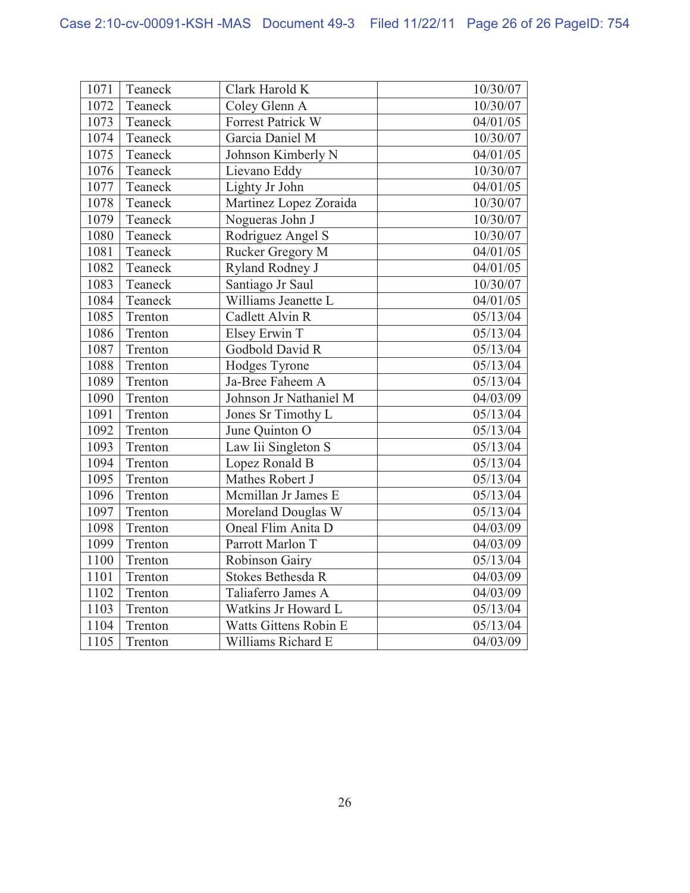| | | | |
|---|---|---|---|
| 1071 | Teaneck | Clark Harold K | 10/30/07 |
| 1072 | Teaneck | Coley Glenn A | 10/30/07 |
| 1073 | Teaneck | Forrest Patrick W | 04/01/05 |
| 1074 | Teaneck | Garcia Daniel M | 10/30/07 |
| 1075 | Teaneck | Johnson Kimberly N | 04/01/05 |
| 1076 | Teaneck | Lievano Eddy | 10/30/07 |
| 1077 | Teaneck | Lighty Jr John | 04/01/05 |
| 1078 | Teaneck | Martinez Lopez Zoraida | 10/30/07 |
| 1079 | Teaneck | Nogueras John J | 10/30/07 |
| 1080 | Teaneck | Rodriguez Angel S | 10/30/07 |
| 1081 | Teaneck | Rucker Gregory M | 04/01/05 |
| 1082 | Teaneck | Ryland Rodney J | 04/01/05 |
| 1083 | Teaneck | Santiago Jr Saul | 10/30/07 |
| 1084 | Teaneck | Williams Jeanette L | 04/01/05 |
| 1085 | Trenton | Cadlett Alvin R | 05/13/04 |
| 1086 | Trenton | Elsey Erwin T | 05/13/04 |
| 1087 | Trenton | Godbold David R | 05/13/04 |
| 1088 | Trenton | Hodges Tyrone | 05/13/04 |
| 1089 | Trenton | Ja-Bree Faheem A | 05/13/04 |
| 1090 | Trenton | Johnson Jr Nathaniel M | 04/03/09 |
| 1091 | Trenton | Jones Sr Timothy L | 05/13/04 |
| 1092 | Trenton | June Quinton O | 05/13/04 |
| 1093 | Trenton | Law Iii Singleton S | 05/13/04 |
| 1094 | Trenton | Lopez Ronald B | 05/13/04 |
| 1095 | Trenton | Mathes Robert J | 05/13/04 |
| 1096 | Trenton | Mcmillan Jr James E | 05/13/04 |
| 1097 | Trenton | Moreland Douglas W | 05/13/04 |
| 1098 | Trenton | Oneal Flim Anita D | 04/03/09 |
| 1099 | Trenton | Parrott Marlon T | 04/03/09 |
| 1100 | Trenton | Robinson Gairy | 05/13/04 |
| 1101 | Trenton | Stokes Bethesda R | 04/03/09 |
| 1102 | Trenton | Taliaferro James A | 04/03/09 |
| 1103 | Trenton | Watkins Jr Howard L | 05/13/04 |
| 1104 | Trenton | Watts Gittens Robin E | 05/13/04 |
| 1105 | Trenton | Williams Richard E | 04/03/09 |